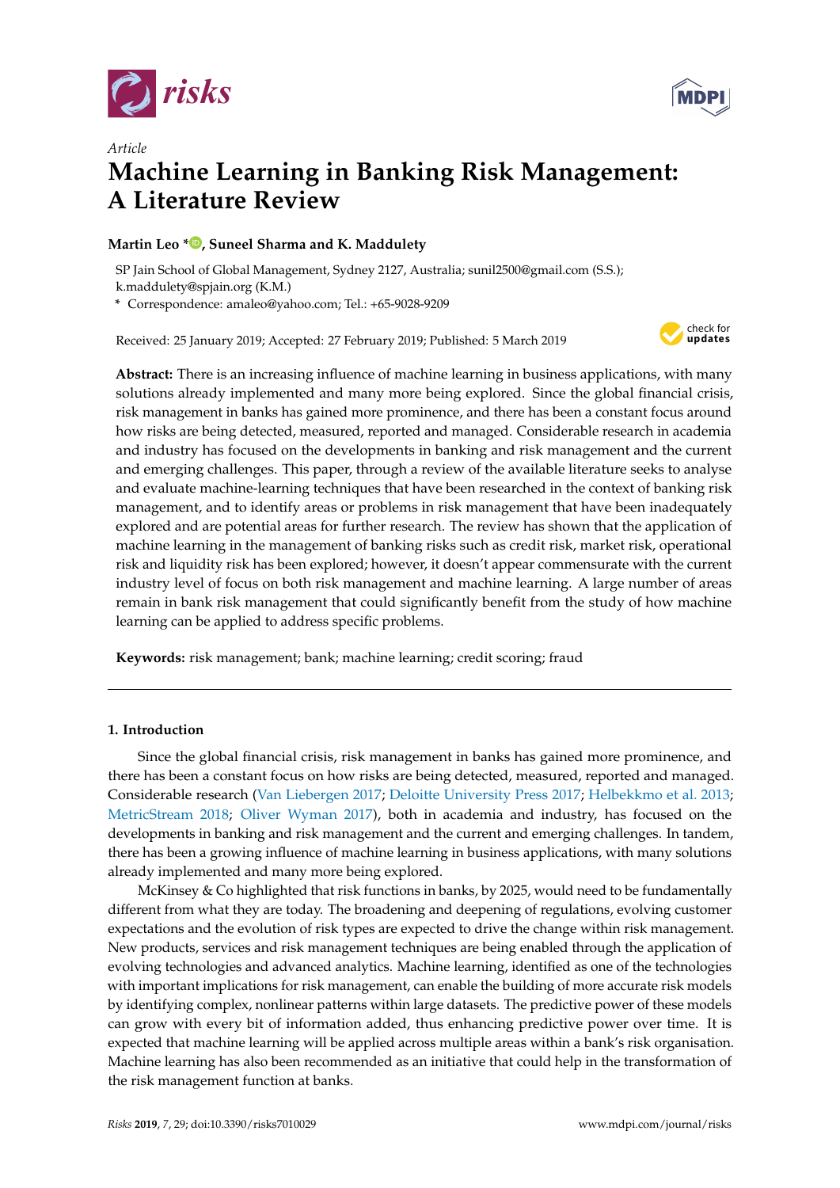Article

# Machine Learning in Banking Risk Management: A Literature Review

**Martin Leo \*, Suneel Sharma and K. Maddulety**

SP Jain School of Global Management, Sydney 2127, Australia; sunil2500@gmail.com (S.S.); k.maddulety@spjain.org (K.M.)

\* Correspondence: amaleo@yahoo.com; Tel.: +65-9028-9209

Received: 25 January 2019; Accepted: 27 February 2019; Published: 5 March 2019

**Abstract:** There is an increasing influence of machine learning in business applications, with many solutions already implemented and many more being explored. Since the global financial crisis, risk management in banks has gained more prominence, and there has been a constant focus around how risks are being detected, measured, reported and managed. Considerable research in academia and industry has focused on the developments in banking and risk management and the current and emerging challenges. This paper, through a review of the available literature seeks to analyse and evaluate machine-learning techniques that have been researched in the context of banking risk management, and to identify areas or problems in risk management that have been inadequately explored and are potential areas for further research. The review has shown that the application of machine learning in the management of banking risks such as credit risk, market risk, operational risk and liquidity risk has been explored; however, it doesn't appear commensurate with the current industry level of focus on both risk management and machine learning. A large number of areas remain in bank risk management that could significantly benefit from the study of how machine learning can be applied to address specific problems.

**Keywords:** risk management; bank; machine learning; credit scoring; fraud

## 1. Introduction

Since the global financial crisis, risk management in banks has gained more prominence, and there has been a constant focus on how risks are being detected, measured, reported and managed. Considerable research (Van Liebergen 2017; Deloitte University Press 2017; Helbekkmo et al. 2013; MetricStream 2018; Oliver Wyman 2017), both in academia and industry, has focused on the developments in banking and risk management and the current and emerging challenges. In tandem, there has been a growing influence of machine learning in business applications, with many solutions already implemented and many more being explored.

McKinsey & Co highlighted that risk functions in banks, by 2025, would need to be fundamentally different from what they are today. The broadening and deepening of regulations, evolving customer expectations and the evolution of risk types are expected to drive the change within risk management. New products, services and risk management techniques are being enabled through the application of evolving technologies and advanced analytics. Machine learning, identified as one of the technologies with important implications for risk management, can enable the building of more accurate risk models by identifying complex, nonlinear patterns within large datasets. The predictive power of these models can grow with every bit of information added, thus enhancing predictive power over time. It is expected that machine learning will be applied across multiple areas within a bank's risk organisation. Machine learning has also been recommended as an initiative that could help in the transformation of the risk management function at banks.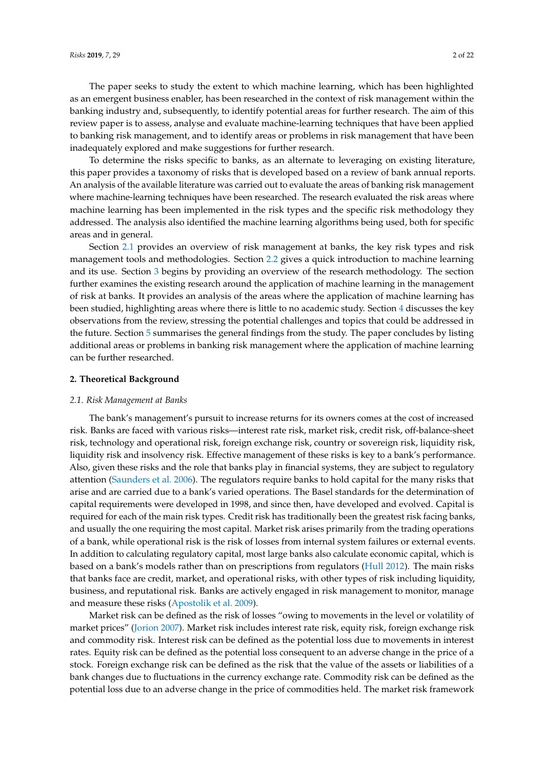The paper seeks to study the extent to which machine learning, which has been highlighted as an emergent business enabler, has been researched in the context of risk management within the banking industry and, subsequently, to identify potential areas for further research. The aim of this review paper is to assess, analyse and evaluate machine-learning techniques that have been applied to banking risk management, and to identify areas or problems in risk management that have been inadequately explored and make suggestions for further research.

To determine the risks specific to banks, as an alternate to leveraging on existing literature, this paper provides a taxonomy of risks that is developed based on a review of bank annual reports. An analysis of the available literature was carried out to evaluate the areas of banking risk management where machine-learning techniques have been researched. The research evaluated the risk areas where machine learning has been implemented in the risk types and the specific risk methodology they addressed. The analysis also identified the machine learning algorithms being used, both for specific areas and in general.

Section 2.1 provides an overview of risk management at banks, the key risk types and risk management tools and methodologies. Section 2.2 gives a quick introduction to machine learning and its use. Section 3 begins by providing an overview of the research methodology. The section further examines the existing research around the application of machine learning in the management of risk at banks. It provides an analysis of the areas where the application of machine learning has been studied, highlighting areas where there is little to no academic study. Section 4 discusses the key observations from the review, stressing the potential challenges and topics that could be addressed in the future. Section 5 summarises the general findings from the study. The paper concludes by listing additional areas or problems in banking risk management where the application of machine learning can be further researched.

## 2. Theoretical Background

### 2.1. Risk Management at Banks

The bank's management's pursuit to increase returns for its owners comes at the cost of increased risk. Banks are faced with various risks—interest rate risk, market risk, credit risk, off-balance-sheet risk, technology and operational risk, foreign exchange risk, country or sovereign risk, liquidity risk, liquidity risk and insolvency risk. Effective management of these risks is key to a bank's performance. Also, given these risks and the role that banks play in financial systems, they are subject to regulatory attention (Saunders et al. 2006). The regulators require banks to hold capital for the many risks that arise and are carried due to a bank's varied operations. The Basel standards for the determination of capital requirements were developed in 1998, and since then, have developed and evolved. Capital is required for each of the main risk types. Credit risk has traditionally been the greatest risk facing banks, and usually the one requiring the most capital. Market risk arises primarily from the trading operations of a bank, while operational risk is the risk of losses from internal system failures or external events. In addition to calculating regulatory capital, most large banks also calculate economic capital, which is based on a bank's models rather than on prescriptions from regulators (Hull 2012). The main risks that banks face are credit, market, and operational risks, with other types of risk including liquidity, business, and reputational risk. Banks are actively engaged in risk management to monitor, manage and measure these risks (Apostolik et al. 2009).

Market risk can be defined as the risk of losses "owing to movements in the level or volatility of market prices" (Jorion 2007). Market risk includes interest rate risk, equity risk, foreign exchange risk and commodity risk. Interest risk can be defined as the potential loss due to movements in interest rates. Equity risk can be defined as the potential loss consequent to an adverse change in the price of a stock. Foreign exchange risk can be defined as the risk that the value of the assets or liabilities of a bank changes due to fluctuations in the currency exchange rate. Commodity risk can be defined as the potential loss due to an adverse change in the price of commodities held. The market risk framework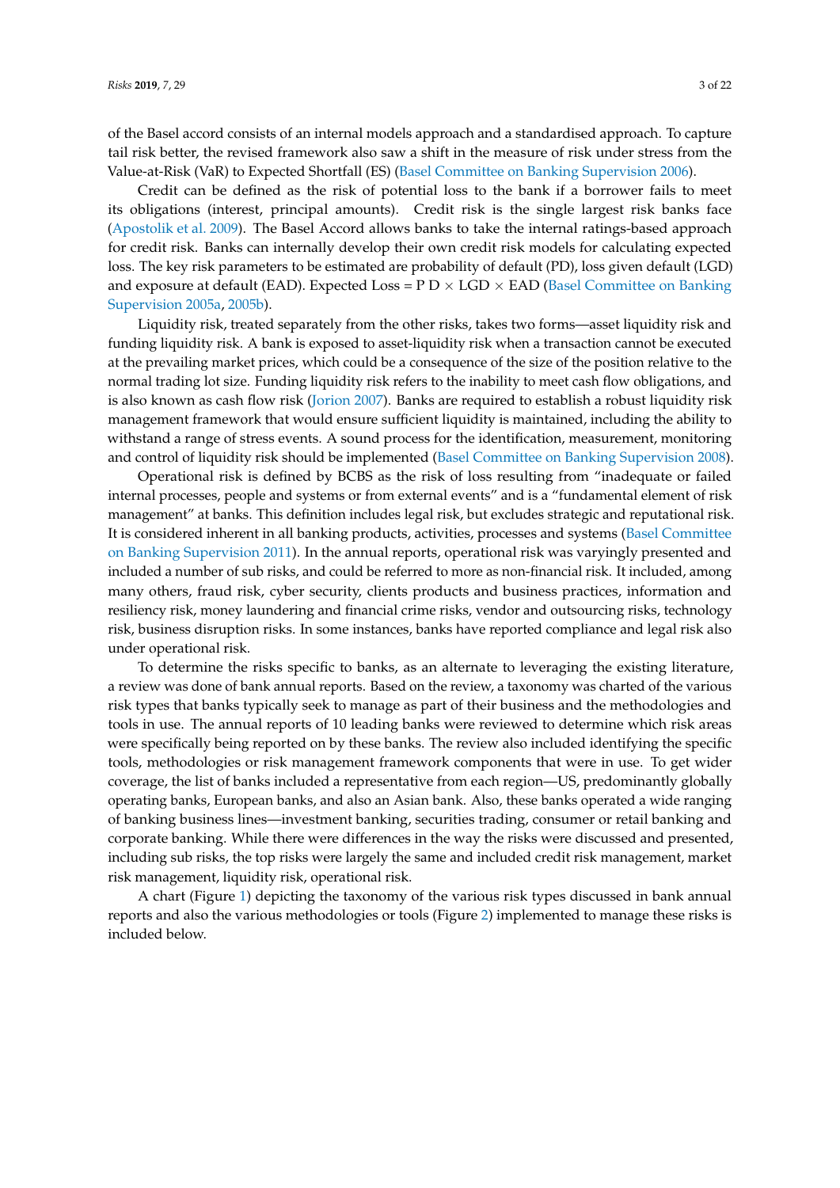of the Basel accord consists of an internal models approach and a standardised approach. To capture tail risk better, the revised framework also saw a shift in the measure of risk under stress from the Value-at-Risk (VaR) to Expected Shortfall (ES) (Basel Committee on Banking Supervision 2006).

Credit can be defined as the risk of potential loss to the bank if a borrower fails to meet its obligations (interest, principal amounts). Credit risk is the single largest risk banks face (Apostolik et al. 2009). The Basel Accord allows banks to take the internal ratings-based approach for credit risk. Banks can internally develop their own credit risk models for calculating expected loss. The key risk parameters to be estimated are probability of default (PD), loss given default (LGD) and exposure at default (EAD). Expected Loss = $PD \times LGD \times EAD$ (Basel Committee on Banking Supervision 2005a, 2005b).

Liquidity risk, treated separately from the other risks, takes two forms—asset liquidity risk and funding liquidity risk. A bank is exposed to asset-liquidity risk when a transaction cannot be executed at the prevailing market prices, which could be a consequence of the size of the position relative to the normal trading lot size. Funding liquidity risk refers to the inability to meet cash flow obligations, and is also known as cash flow risk (Jorion 2007). Banks are required to establish a robust liquidity risk management framework that would ensure sufficient liquidity is maintained, including the ability to withstand a range of stress events. A sound process for the identification, measurement, monitoring and control of liquidity risk should be implemented (Basel Committee on Banking Supervision 2008).

Operational risk is defined by BCBS as the risk of loss resulting from "inadequate or failed internal processes, people and systems or from external events" and is a "fundamental element of risk management" at banks. This definition includes legal risk, but excludes strategic and reputational risk. It is considered inherent in all banking products, activities, processes and systems (Basel Committee on Banking Supervision 2011). In the annual reports, operational risk was varyingly presented and included a number of sub risks, and could be referred to more as non-financial risk. It included, among many others, fraud risk, cyber security, clients products and business practices, information and resiliency risk, money laundering and financial crime risks, vendor and outsourcing risks, technology risk, business disruption risks. In some instances, banks have reported compliance and legal risk also under operational risk.

To determine the risks specific to banks, as an alternate to leveraging the existing literature, a review was done of bank annual reports. Based on the review, a taxonomy was charted of the various risk types that banks typically seek to manage as part of their business and the methodologies and tools in use. The annual reports of 10 leading banks were reviewed to determine which risk areas were specifically being reported on by these banks. The review also included identifying the specific tools, methodologies or risk management framework components that were in use. To get wider coverage, the list of banks included a representative from each region—US, predominantly globally operating banks, European banks, and also an Asian bank. Also, these banks operated a wide ranging of banking business lines—investment banking, securities trading, consumer or retail banking and corporate banking. While there were differences in the way the risks were discussed and presented, including sub risks, the top risks were largely the same and included credit risk management, market risk management, liquidity risk, operational risk.

A chart (Figure 1) depicting the taxonomy of the various risk types discussed in bank annual reports and also the various methodologies or tools (Figure 2) implemented to manage these risks is included below.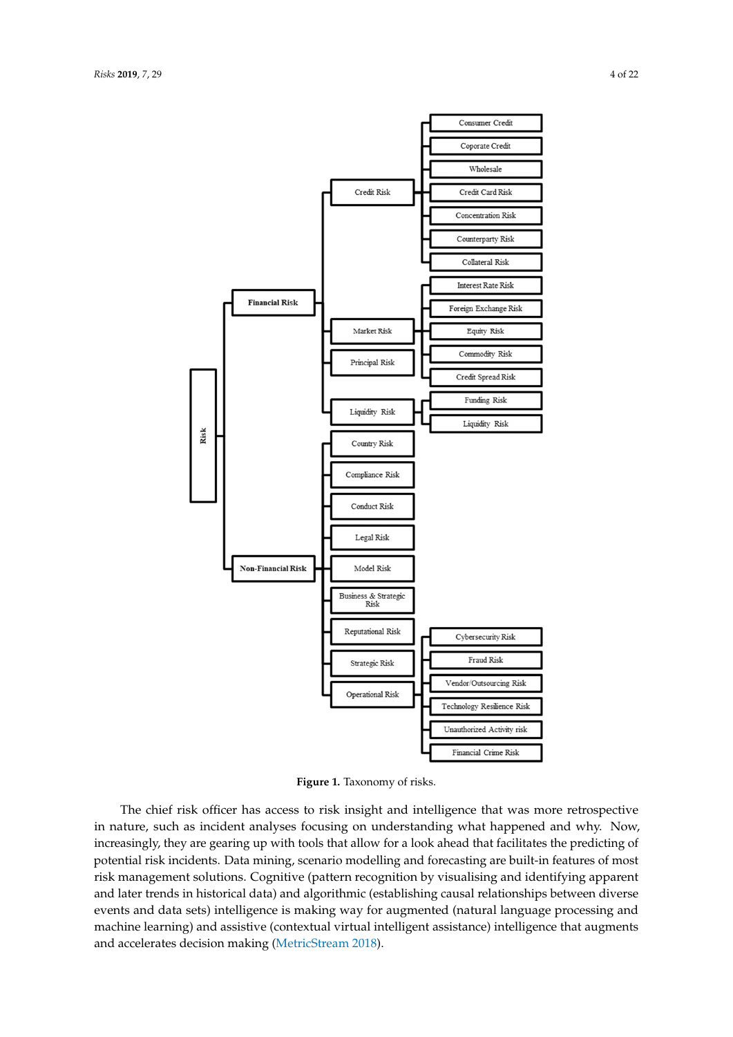- Risk
  - Financial Risk
    - Credit Risk
      - Consumer Credit
      - Coporate Credit
      - Wholesale
      - Credit Card Risk
      - Concentration Risk
      - Counterparty Risk
      - Collateral Risk
    - Market Risk
      - Interest Rate Risk
      - Foreign Exchange Risk
      - Equity Risk
      - Commodity Risk
      - Credit Spread Risk
    - Principal Risk
    - Liquidity Risk
      - Funding Risk
      - Liquidity Risk
  - Non-Financial Risk
    - Country Risk
    - Compliance Risk
    - Conduct Risk
    - Legal Risk
    - Model Risk
    - Business & Strategic Risk
    - Reputational Risk
    - Strategic Risk
    - Operational Risk
      - Cybersecurity Risk
      - Fraud Risk
      - Vendor/Outsourcing Risk
      - Technology Resilience Risk
      - Unauthorized Activity risk
      - Financial Crime Risk

**Figure 1.** Taxonomy of risks.

The chief risk officer has access to risk insight and intelligence that was more retrospective in nature, such as incident analyses focusing on understanding what happened and why. Now, increasingly, they are gearing up with tools that allow for a look ahead that facilitates the predicting of potential risk incidents. Data mining, scenario modelling and forecasting are built-in features of most risk management solutions. Cognitive (pattern recognition by visualising and identifying apparent and later trends in historical data) and algorithmic (establishing causal relationships between diverse events and data sets) intelligence is making way for augmented (natural language processing and machine learning) and assistive (contextual virtual intelligent assistance) intelligence that augments and accelerates decision making (MetricStream 2018).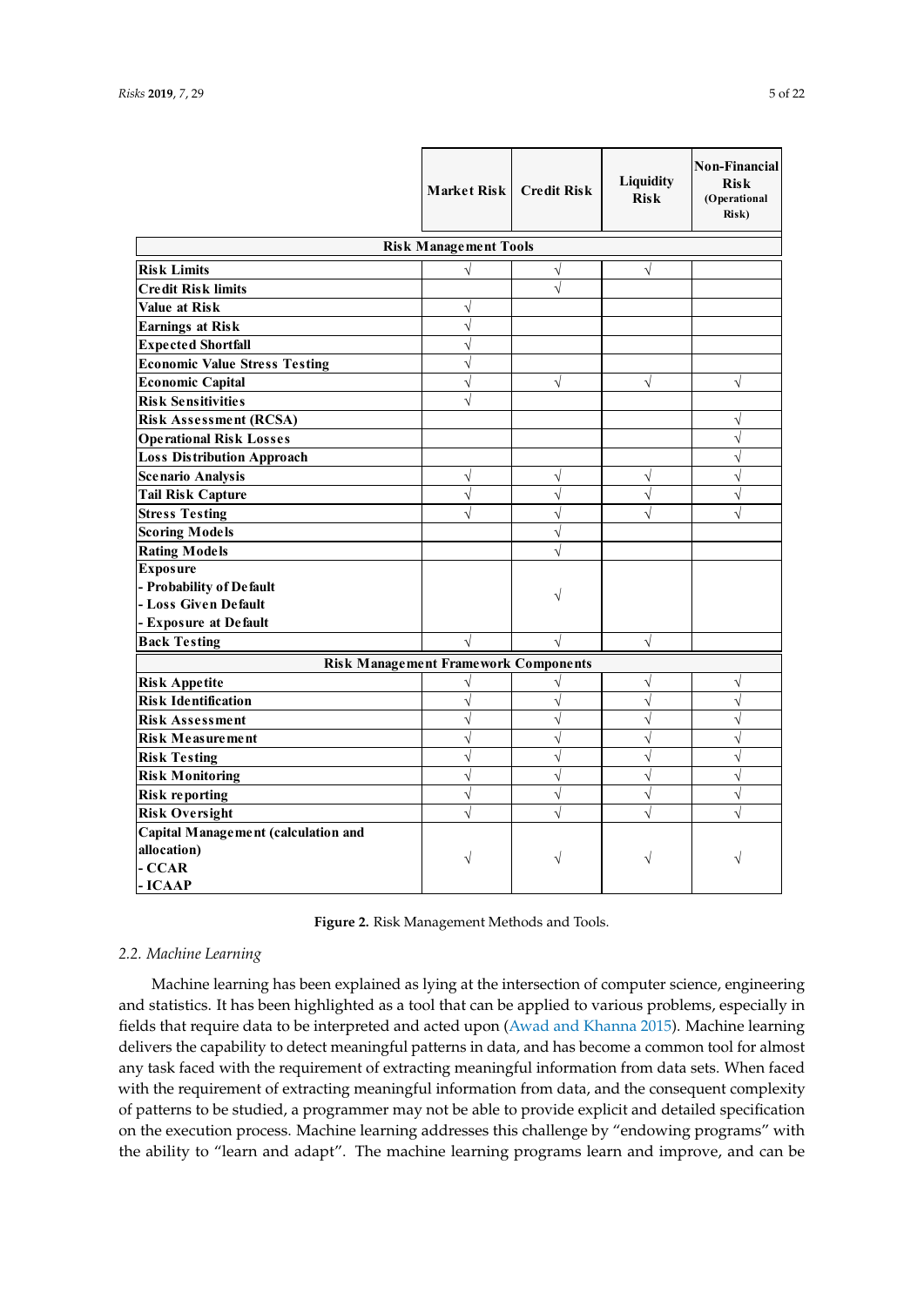| | Market Risk | Credit Risk | Liquidity Risk | Non-Financial Risk (Operational Risk) |
|---|---|---|---|---|
| **Risk Management Tools** | | | | |
| Risk Limits | √ | √ | √ | |
| Credit Risk limits | | √ | | |
| Value at Risk | √ | | | |
| Earnings at Risk | √ | | | |
| Expected Shortfall | √ | | | |
| Economic Value Stress Testing | √ | | | |
| Economic Capital | √ | √ | √ | √ |
| Risk Sensitivities | √ | | | |
| Risk Assessment (RCSA) | | | | √ |
| Operational Risk Losses | | | | √ |
| Loss Distribution Approach | | | | √ |
| Scenario Analysis | √ | √ | √ | √ |
| Tail Risk Capture | √ | √ | √ | √ |
| Stress Testing | √ | √ | √ | √ |
| Scoring Models | | √ | | |
| Rating Models | | √ | | |
| Exposure<br>- Probability of Default<br>- Loss Given Default<br>- Exposure at Default | | √ | | |
| Back Testing | √ | √ | √ | |
| **Risk Management Framework Components** | | | | |
| Risk Appetite | √ | √ | √ | √ |
| Risk Identification | √ | √ | √ | √ |
| Risk Assessment | √ | √ | √ | √ |
| Risk Measurement | √ | √ | √ | √ |
| Risk Testing | √ | √ | √ | √ |
| Risk Monitoring | √ | √ | √ | √ |
| Risk reporting | √ | √ | √ | √ |
| Risk Oversight | √ | √ | √ | √ |
| Capital Management (calculation and allocation)<br>- CCAR<br>- ICAAP | √ | √ | √ | √ |

**Figure 2.** Risk Management Methods and Tools.

### *2.2. Machine Learning*

Machine learning has been explained as lying at the intersection of computer science, engineering and statistics. It has been highlighted as a tool that can be applied to various problems, especially in fields that require data to be interpreted and acted upon (Awad and Khanna 2015). Machine learning delivers the capability to detect meaningful patterns in data, and has become a common tool for almost any task faced with the requirement of extracting meaningful information from data sets. When faced with the requirement of extracting meaningful information from data, and the consequent complexity of patterns to be studied, a programmer may not be able to provide explicit and detailed specification on the execution process. Machine learning addresses this challenge by "endowing programs" with the ability to "learn and adapt". The machine learning programs learn and improve, and can be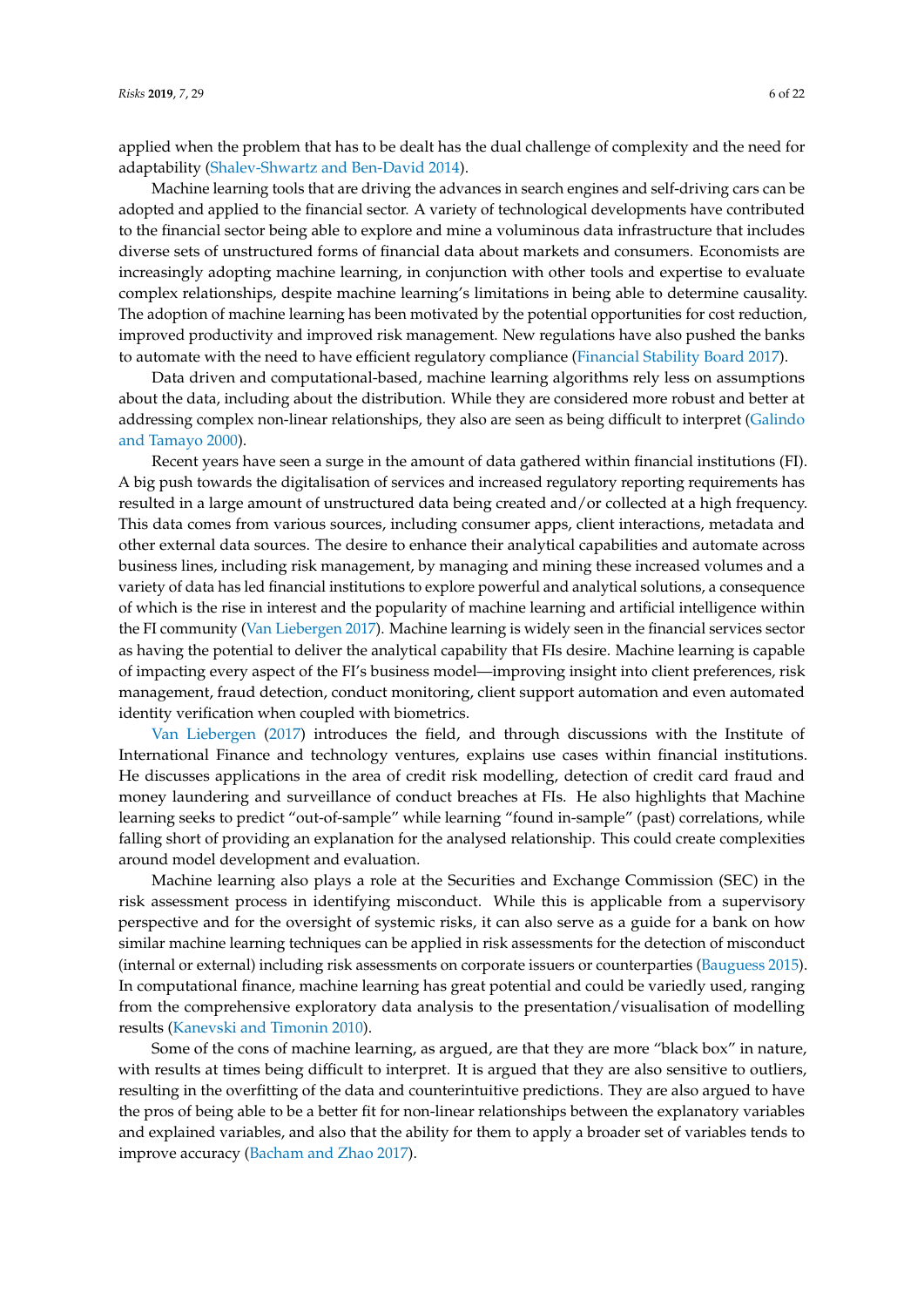applied when the problem that has to be dealt has the dual challenge of complexity and the need for adaptability (Shalev-Shwartz and Ben-David 2014).

Machine learning tools that are driving the advances in search engines and self-driving cars can be adopted and applied to the financial sector. A variety of technological developments have contributed to the financial sector being able to explore and mine a voluminous data infrastructure that includes diverse sets of unstructured forms of financial data about markets and consumers. Economists are increasingly adopting machine learning, in conjunction with other tools and expertise to evaluate complex relationships, despite machine learning's limitations in being able to determine causality. The adoption of machine learning has been motivated by the potential opportunities for cost reduction, improved productivity and improved risk management. New regulations have also pushed the banks to automate with the need to have efficient regulatory compliance (Financial Stability Board 2017).

Data driven and computational-based, machine learning algorithms rely less on assumptions about the data, including about the distribution. While they are considered more robust and better at addressing complex non-linear relationships, they also are seen as being difficult to interpret (Galindo and Tamayo 2000).

Recent years have seen a surge in the amount of data gathered within financial institutions (FI). A big push towards the digitalisation of services and increased regulatory reporting requirements has resulted in a large amount of unstructured data being created and/or collected at a high frequency. This data comes from various sources, including consumer apps, client interactions, metadata and other external data sources. The desire to enhance their analytical capabilities and automate across business lines, including risk management, by managing and mining these increased volumes and a variety of data has led financial institutions to explore powerful and analytical solutions, a consequence of which is the rise in interest and the popularity of machine learning and artificial intelligence within the FI community (Van Liebergen 2017). Machine learning is widely seen in the financial services sector as having the potential to deliver the analytical capability that FIs desire. Machine learning is capable of impacting every aspect of the FI's business model—improving insight into client preferences, risk management, fraud detection, conduct monitoring, client support automation and even automated identity verification when coupled with biometrics.

Van Liebergen (2017) introduces the field, and through discussions with the Institute of International Finance and technology ventures, explains use cases within financial institutions. He discusses applications in the area of credit risk modelling, detection of credit card fraud and money laundering and surveillance of conduct breaches at FIs. He also highlights that Machine learning seeks to predict "out-of-sample" while learning "found in-sample" (past) correlations, while falling short of providing an explanation for the analysed relationship. This could create complexities around model development and evaluation.

Machine learning also plays a role at the Securities and Exchange Commission (SEC) in the risk assessment process in identifying misconduct. While this is applicable from a supervisory perspective and for the oversight of systemic risks, it can also serve as a guide for a bank on how similar machine learning techniques can be applied in risk assessments for the detection of misconduct (internal or external) including risk assessments on corporate issuers or counterparties (Bauguess 2015). In computational finance, machine learning has great potential and could be variedly used, ranging from the comprehensive exploratory data analysis to the presentation/visualisation of modelling results (Kanevski and Timonin 2010).

Some of the cons of machine learning, as argued, are that they are more "black box" in nature, with results at times being difficult to interpret. It is argued that they are also sensitive to outliers, resulting in the overfitting of the data and counterintuitive predictions. They are also argued to have the pros of being able to be a better fit for non-linear relationships between the explanatory variables and explained variables, and also that the ability for them to apply a broader set of variables tends to improve accuracy (Bacham and Zhao 2017).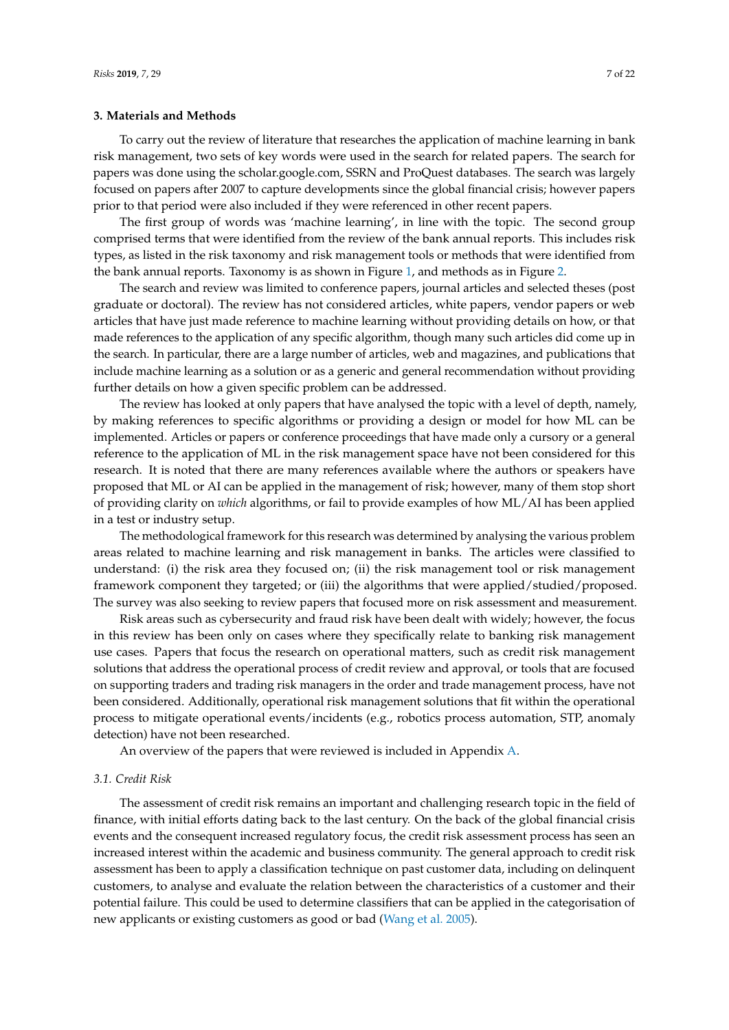## 3. Materials and Methods

To carry out the review of literature that researches the application of machine learning in bank risk management, two sets of key words were used in the search for related papers. The search for papers was done using the scholar.google.com, SSRN and ProQuest databases. The search was largely focused on papers after 2007 to capture developments since the global financial crisis; however papers prior to that period were also included if they were referenced in other recent papers.

The first group of words was 'machine learning', in line with the topic. The second group comprised terms that were identified from the review of the bank annual reports. This includes risk types, as listed in the risk taxonomy and risk management tools or methods that were identified from the bank annual reports. Taxonomy is as shown in Figure 1, and methods as in Figure 2.

The search and review was limited to conference papers, journal articles and selected theses (post graduate or doctoral). The review has not considered articles, white papers, vendor papers or web articles that have just made reference to machine learning without providing details on how, or that made references to the application of any specific algorithm, though many such articles did come up in the search. In particular, there are a large number of articles, web and magazines, and publications that include machine learning as a solution or as a generic and general recommendation without providing further details on how a given specific problem can be addressed.

The review has looked at only papers that have analysed the topic with a level of depth, namely, by making references to specific algorithms or providing a design or model for how ML can be implemented. Articles or papers or conference proceedings that have made only a cursory or a general reference to the application of ML in the risk management space have not been considered for this research. It is noted that there are many references available where the authors or speakers have proposed that ML or AI can be applied in the management of risk; however, many of them stop short of providing clarity on *which* algorithms, or fail to provide examples of how ML/AI has been applied in a test or industry setup.

The methodological framework for this research was determined by analysing the various problem areas related to machine learning and risk management in banks. The articles were classified to understand: (i) the risk area they focused on; (ii) the risk management tool or risk management framework component they targeted; or (iii) the algorithms that were applied/studied/proposed. The survey was also seeking to review papers that focused more on risk assessment and measurement.

Risk areas such as cybersecurity and fraud risk have been dealt with widely; however, the focus in this review has been only on cases where they specifically relate to banking risk management use cases. Papers that focus the research on operational matters, such as credit risk management solutions that address the operational process of credit review and approval, or tools that are focused on supporting traders and trading risk managers in the order and trade management process, have not been considered. Additionally, operational risk management solutions that fit within the operational process to mitigate operational events/incidents (e.g., robotics process automation, STP, anomaly detection) have not been researched.

An overview of the papers that were reviewed is included in Appendix A.

### *3.1. Credit Risk*

The assessment of credit risk remains an important and challenging research topic in the field of finance, with initial efforts dating back to the last century. On the back of the global financial crisis events and the consequent increased regulatory focus, the credit risk assessment process has seen an increased interest within the academic and business community. The general approach to credit risk assessment has been to apply a classification technique on past customer data, including on delinquent customers, to analyse and evaluate the relation between the characteristics of a customer and their potential failure. This could be used to determine classifiers that can be applied in the categorisation of new applicants or existing customers as good or bad (Wang et al. 2005).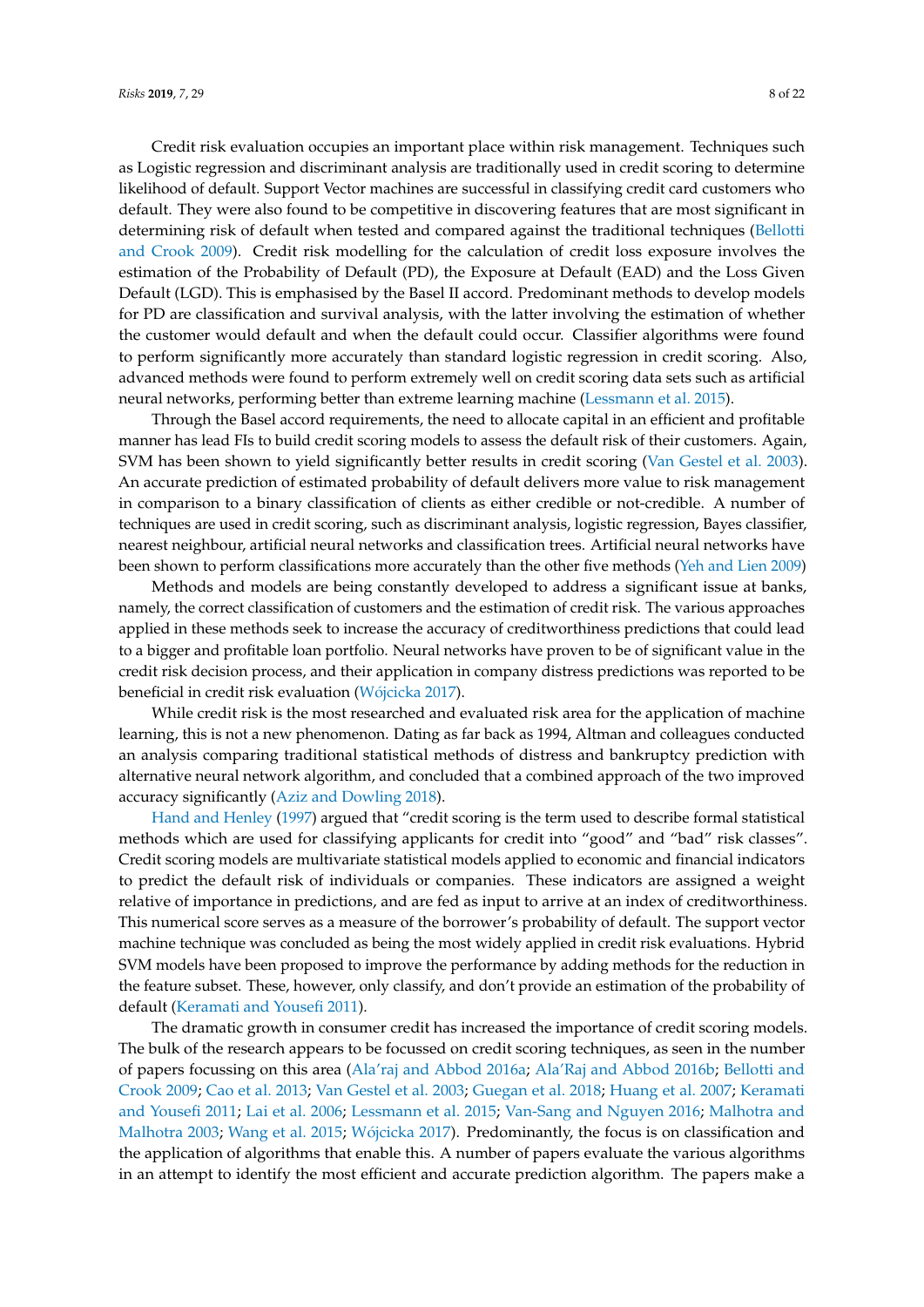Credit risk evaluation occupies an important place within risk management. Techniques such as Logistic regression and discriminant analysis are traditionally used in credit scoring to determine likelihood of default. Support Vector machines are successful in classifying credit card customers who default. They were also found to be competitive in discovering features that are most significant in determining risk of default when tested and compared against the traditional techniques (Bellotti and Crook 2009). Credit risk modelling for the calculation of credit loss exposure involves the estimation of the Probability of Default (PD), the Exposure at Default (EAD) and the Loss Given Default (LGD). This is emphasised by the Basel II accord. Predominant methods to develop models for PD are classification and survival analysis, with the latter involving the estimation of whether the customer would default and when the default could occur. Classifier algorithms were found to perform significantly more accurately than standard logistic regression in credit scoring. Also, advanced methods were found to perform extremely well on credit scoring data sets such as artificial neural networks, performing better than extreme learning machine (Lessmann et al. 2015).

Through the Basel accord requirements, the need to allocate capital in an efficient and profitable manner has lead FIs to build credit scoring models to assess the default risk of their customers. Again, SVM has been shown to yield significantly better results in credit scoring (Van Gestel et al. 2003). An accurate prediction of estimated probability of default delivers more value to risk management in comparison to a binary classification of clients as either credible or not-credible. A number of techniques are used in credit scoring, such as discriminant analysis, logistic regression, Bayes classifier, nearest neighbour, artificial neural networks and classification trees. Artificial neural networks have been shown to perform classifications more accurately than the other five methods (Yeh and Lien 2009)

Methods and models are being constantly developed to address a significant issue at banks, namely, the correct classification of customers and the estimation of credit risk. The various approaches applied in these methods seek to increase the accuracy of creditworthiness predictions that could lead to a bigger and profitable loan portfolio. Neural networks have proven to be of significant value in the credit risk decision process, and their application in company distress predictions was reported to be beneficial in credit risk evaluation (Wójcicka 2017).

While credit risk is the most researched and evaluated risk area for the application of machine learning, this is not a new phenomenon. Dating as far back as 1994, Altman and colleagues conducted an analysis comparing traditional statistical methods of distress and bankruptcy prediction with alternative neural network algorithm, and concluded that a combined approach of the two improved accuracy significantly (Aziz and Dowling 2018).

Hand and Henley (1997) argued that "credit scoring is the term used to describe formal statistical methods which are used for classifying applicants for credit into "good" and "bad" risk classes". Credit scoring models are multivariate statistical models applied to economic and financial indicators to predict the default risk of individuals or companies. These indicators are assigned a weight relative of importance in predictions, and are fed as input to arrive at an index of creditworthiness. This numerical score serves as a measure of the borrower's probability of default. The support vector machine technique was concluded as being the most widely applied in credit risk evaluations. Hybrid SVM models have been proposed to improve the performance by adding methods for the reduction in the feature subset. These, however, only classify, and don't provide an estimation of the probability of default (Keramati and Yousefi 2011).

The dramatic growth in consumer credit has increased the importance of credit scoring models. The bulk of the research appears to be focussed on credit scoring techniques, as seen in the number of papers focussing on this area (Ala'raj and Abbod 2016a; Ala'Raj and Abbod 2016b; Bellotti and Crook 2009; Cao et al. 2013; Van Gestel et al. 2003; Guegan et al. 2018; Huang et al. 2007; Keramati and Yousefi 2011; Lai et al. 2006; Lessmann et al. 2015; Van-Sang and Nguyen 2016; Malhotra and Malhotra 2003; Wang et al. 2015; Wójcicka 2017). Predominantly, the focus is on classification and the application of algorithms that enable this. A number of papers evaluate the various algorithms in an attempt to identify the most efficient and accurate prediction algorithm. The papers make a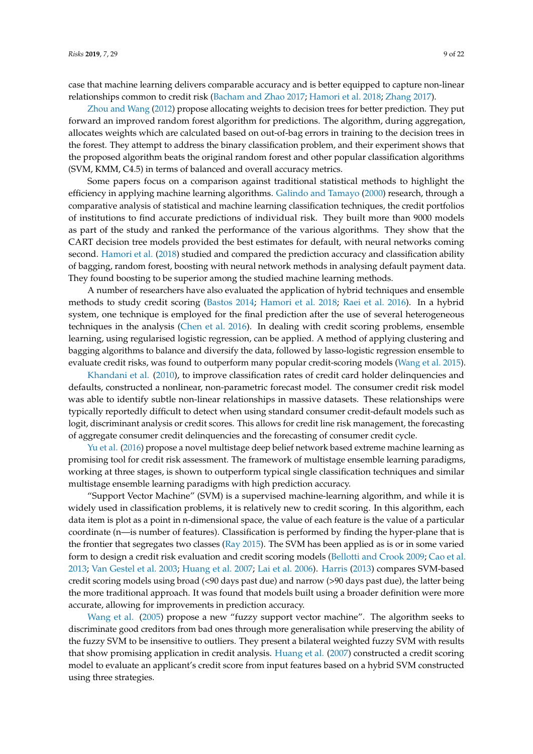case that machine learning delivers comparable accuracy and is better equipped to capture non-linear relationships common to credit risk (Bacham and Zhao 2017; Hamori et al. 2018; Zhang 2017).

Zhou and Wang (2012) propose allocating weights to decision trees for better prediction. They put forward an improved random forest algorithm for predictions. The algorithm, during aggregation, allocates weights which are calculated based on out-of-bag errors in training to the decision trees in the forest. They attempt to address the binary classification problem, and their experiment shows that the proposed algorithm beats the original random forest and other popular classification algorithms (SVM, KMM, C4.5) in terms of balanced and overall accuracy metrics.

Some papers focus on a comparison against traditional statistical methods to highlight the efficiency in applying machine learning algorithms. Galindo and Tamayo (2000) research, through a comparative analysis of statistical and machine learning classification techniques, the credit portfolios of institutions to find accurate predictions of individual risk. They built more than 9000 models as part of the study and ranked the performance of the various algorithms. They show that the CART decision tree models provided the best estimates for default, with neural networks coming second. Hamori et al. (2018) studied and compared the prediction accuracy and classification ability of bagging, random forest, boosting with neural network methods in analysing default payment data. They found boosting to be superior among the studied machine learning methods.

A number of researchers have also evaluated the application of hybrid techniques and ensemble methods to study credit scoring (Bastos 2014; Hamori et al. 2018; Raei et al. 2016). In a hybrid system, one technique is employed for the final prediction after the use of several heterogeneous techniques in the analysis (Chen et al. 2016). In dealing with credit scoring problems, ensemble learning, using regularised logistic regression, can be applied. A method of applying clustering and bagging algorithms to balance and diversify the data, followed by lasso-logistic regression ensemble to evaluate credit risks, was found to outperform many popular credit-scoring models (Wang et al. 2015).

Khandani et al. (2010), to improve classification rates of credit card holder delinquencies and defaults, constructed a nonlinear, non-parametric forecast model. The consumer credit risk model was able to identify subtle non-linear relationships in massive datasets. These relationships were typically reportedly difficult to detect when using standard consumer credit-default models such as logit, discriminant analysis or credit scores. This allows for credit line risk management, the forecasting of aggregate consumer credit delinquencies and the forecasting of consumer credit cycle.

Yu et al. (2016) propose a novel multistage deep belief network based extreme machine learning as promising tool for credit risk assessment. The framework of multistage ensemble learning paradigms, working at three stages, is shown to outperform typical single classification techniques and similar multistage ensemble learning paradigms with high prediction accuracy.

"Support Vector Machine" (SVM) is a supervised machine-learning algorithm, and while it is widely used in classification problems, it is relatively new to credit scoring. In this algorithm, each data item is plot as a point in n-dimensional space, the value of each feature is the value of a particular coordinate (n—is number of features). Classification is performed by finding the hyper-plane that is the frontier that segregates two classes (Ray 2015). The SVM has been applied as is or in some varied form to design a credit risk evaluation and credit scoring models (Bellotti and Crook 2009; Cao et al. 2013; Van Gestel et al. 2003; Huang et al. 2007; Lai et al. 2006). Harris (2013) compares SVM-based credit scoring models using broad (<90 days past due) and narrow (>90 days past due), the latter being the more traditional approach. It was found that models built using a broader definition were more accurate, allowing for improvements in prediction accuracy.

Wang et al. (2005) propose a new "fuzzy support vector machine". The algorithm seeks to discriminate good creditors from bad ones through more generalisation while preserving the ability of the fuzzy SVM to be insensitive to outliers. They present a bilateral weighted fuzzy SVM with results that show promising application in credit analysis. Huang et al. (2007) constructed a credit scoring model to evaluate an applicant's credit score from input features based on a hybrid SVM constructed using three strategies.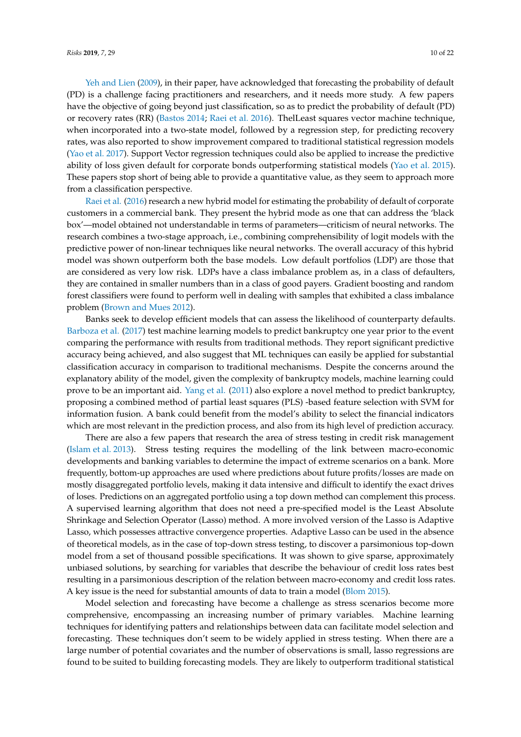Yeh and Lien (2009), in their paper, have acknowledged that forecasting the probability of default (PD) is a challenge facing practitioners and researchers, and it needs more study. A few papers have the objective of going beyond just classification, so as to predict the probability of default (PD) or recovery rates (RR) (Bastos 2014; Raei et al. 2016). ThelLeast squares vector machine technique, when incorporated into a two-state model, followed by a regression step, for predicting recovery rates, was also reported to show improvement compared to traditional statistical regression models (Yao et al. 2017). Support Vector regression techniques could also be applied to increase the predictive ability of loss given default for corporate bonds outperforming statistical models (Yao et al. 2015). These papers stop short of being able to provide a quantitative value, as they seem to approach more from a classification perspective.

Raei et al. (2016) research a new hybrid model for estimating the probability of default of corporate customers in a commercial bank. They present the hybrid mode as one that can address the 'black box'—model obtained not understandable in terms of parameters—criticism of neural networks. The research combines a two-stage approach, i.e., combining comprehensibility of logit models with the predictive power of non-linear techniques like neural networks. The overall accuracy of this hybrid model was shown outperform both the base models. Low default portfolios (LDP) are those that are considered as very low risk. LDPs have a class imbalance problem as, in a class of defaulters, they are contained in smaller numbers than in a class of good payers. Gradient boosting and random forest classifiers were found to perform well in dealing with samples that exhibited a class imbalance problem (Brown and Mues 2012).

Banks seek to develop efficient models that can assess the likelihood of counterparty defaults. Barboza et al. (2017) test machine learning models to predict bankruptcy one year prior to the event comparing the performance with results from traditional methods. They report significant predictive accuracy being achieved, and also suggest that ML techniques can easily be applied for substantial classification accuracy in comparison to traditional mechanisms. Despite the concerns around the explanatory ability of the model, given the complexity of bankruptcy models, machine learning could prove to be an important aid. Yang et al. (2011) also explore a novel method to predict bankruptcy, proposing a combined method of partial least squares (PLS) -based feature selection with SVM for information fusion. A bank could benefit from the model's ability to select the financial indicators which are most relevant in the prediction process, and also from its high level of prediction accuracy.

There are also a few papers that research the area of stress testing in credit risk management (Islam et al. 2013). Stress testing requires the modelling of the link between macro-economic developments and banking variables to determine the impact of extreme scenarios on a bank. More frequently, bottom-up approaches are used where predictions about future profits/losses are made on mostly disaggregated portfolio levels, making it data intensive and difficult to identify the exact drives of loses. Predictions on an aggregated portfolio using a top down method can complement this process. A supervised learning algorithm that does not need a pre-specified model is the Least Absolute Shrinkage and Selection Operator (Lasso) method. A more involved version of the Lasso is Adaptive Lasso, which possesses attractive convergence properties. Adaptive Lasso can be used in the absence of theoretical models, as in the case of top-down stress testing, to discover a parsimonious top-down model from a set of thousand possible specifications. It was shown to give sparse, approximately unbiased solutions, by searching for variables that describe the behaviour of credit loss rates best resulting in a parsimonious description of the relation between macro-economy and credit loss rates. A key issue is the need for substantial amounts of data to train a model (Blom 2015).

Model selection and forecasting have become a challenge as stress scenarios become more comprehensive, encompassing an increasing number of primary variables. Machine learning techniques for identifying patters and relationships between data can facilitate model selection and forecasting. These techniques don't seem to be widely applied in stress testing. When there are a large number of potential covariates and the number of observations is small, lasso regressions are found to be suited to building forecasting models. They are likely to outperform traditional statistical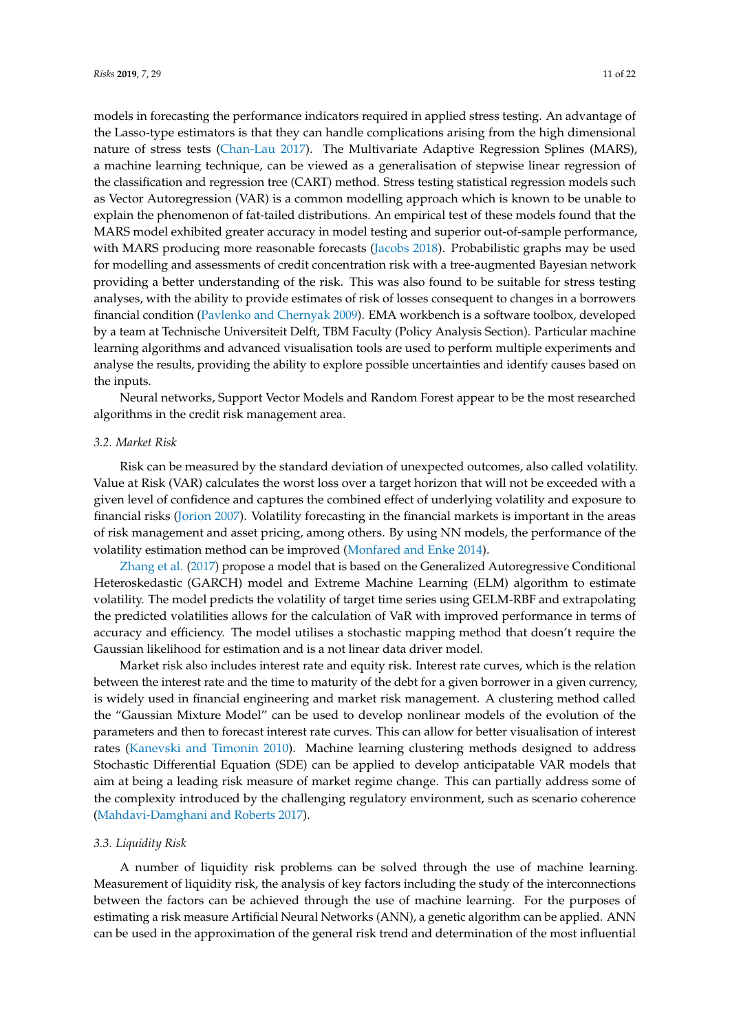models in forecasting the performance indicators required in applied stress testing. An advantage of the Lasso-type estimators is that they can handle complications arising from the high dimensional nature of stress tests (Chan-Lau 2017). The Multivariate Adaptive Regression Splines (MARS), a machine learning technique, can be viewed as a generalisation of stepwise linear regression of the classification and regression tree (CART) method. Stress testing statistical regression models such as Vector Autoregression (VAR) is a common modelling approach which is known to be unable to explain the phenomenon of fat-tailed distributions. An empirical test of these models found that the MARS model exhibited greater accuracy in model testing and superior out-of-sample performance, with MARS producing more reasonable forecasts (Jacobs 2018). Probabilistic graphs may be used for modelling and assessments of credit concentration risk with a tree-augmented Bayesian network providing a better understanding of the risk. This was also found to be suitable for stress testing analyses, with the ability to provide estimates of risk of losses consequent to changes in a borrowers financial condition (Pavlenko and Chernyak 2009). EMA workbench is a software toolbox, developed by a team at Technische Universiteit Delft, TBM Faculty (Policy Analysis Section). Particular machine learning algorithms and advanced visualisation tools are used to perform multiple experiments and analyse the results, providing the ability to explore possible uncertainties and identify causes based on the inputs.

Neural networks, Support Vector Models and Random Forest appear to be the most researched algorithms in the credit risk management area.

### 3.2. Market Risk

Risk can be measured by the standard deviation of unexpected outcomes, also called volatility. Value at Risk (VAR) calculates the worst loss over a target horizon that will not be exceeded with a given level of confidence and captures the combined effect of underlying volatility and exposure to financial risks (Jorion 2007). Volatility forecasting in the financial markets is important in the areas of risk management and asset pricing, among others. By using NN models, the performance of the volatility estimation method can be improved (Monfared and Enke 2014).

Zhang et al. (2017) propose a model that is based on the Generalized Autoregressive Conditional Heteroskedastic (GARCH) model and Extreme Machine Learning (ELM) algorithm to estimate volatility. The model predicts the volatility of target time series using GELM-RBF and extrapolating the predicted volatilities allows for the calculation of VaR with improved performance in terms of accuracy and efficiency. The model utilises a stochastic mapping method that doesn't require the Gaussian likelihood for estimation and is a not linear data driver model.

Market risk also includes interest rate and equity risk. Interest rate curves, which is the relation between the interest rate and the time to maturity of the debt for a given borrower in a given currency, is widely used in financial engineering and market risk management. A clustering method called the "Gaussian Mixture Model" can be used to develop nonlinear models of the evolution of the parameters and then to forecast interest rate curves. This can allow for better visualisation of interest rates (Kanevski and Timonin 2010). Machine learning clustering methods designed to address Stochastic Differential Equation (SDE) can be applied to develop anticipatable VAR models that aim at being a leading risk measure of market regime change. This can partially address some of the complexity introduced by the challenging regulatory environment, such as scenario coherence (Mahdavi-Damghani and Roberts 2017).

### 3.3. Liquidity Risk

A number of liquidity risk problems can be solved through the use of machine learning. Measurement of liquidity risk, the analysis of key factors including the study of the interconnections between the factors can be achieved through the use of machine learning. For the purposes of estimating a risk measure Artificial Neural Networks (ANN), a genetic algorithm can be applied. ANN can be used in the approximation of the general risk trend and determination of the most influential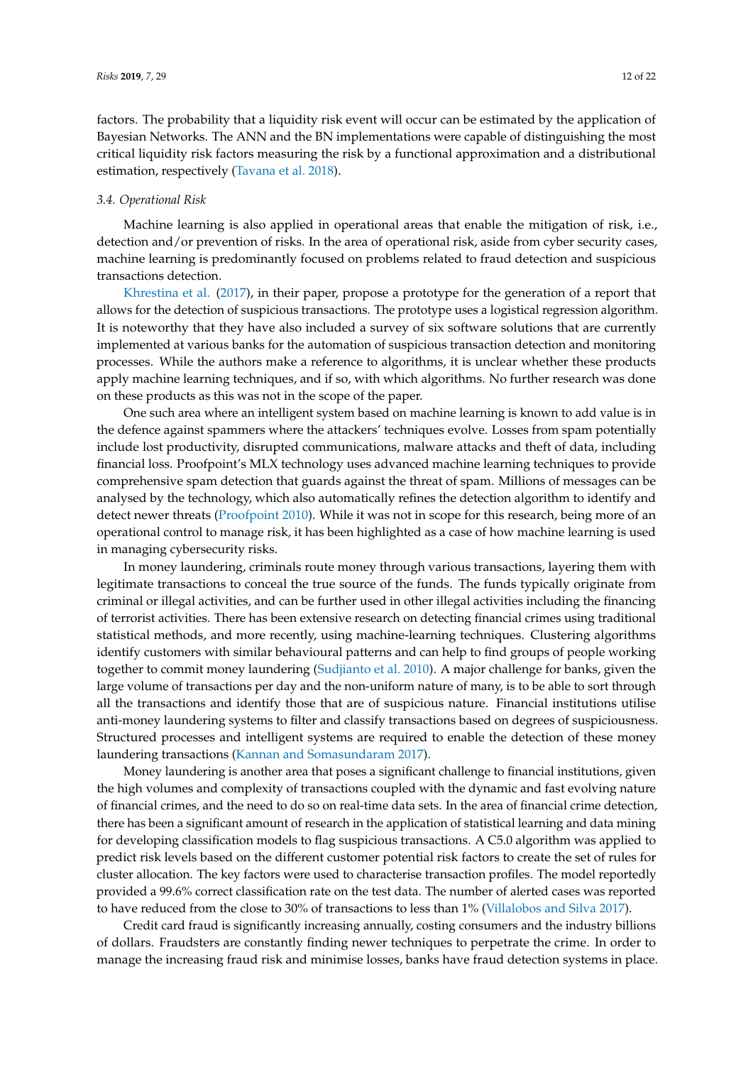factors. The probability that a liquidity risk event will occur can be estimated by the application of Bayesian Networks. The ANN and the BN implementations were capable of distinguishing the most critical liquidity risk factors measuring the risk by a functional approximation and a distributional estimation, respectively (Tavana et al. 2018).

### 3.4. Operational Risk

Machine learning is also applied in operational areas that enable the mitigation of risk, i.e., detection and/or prevention of risks. In the area of operational risk, aside from cyber security cases, machine learning is predominantly focused on problems related to fraud detection and suspicious transactions detection.

Khrestina et al. (2017), in their paper, propose a prototype for the generation of a report that allows for the detection of suspicious transactions. The prototype uses a logistical regression algorithm. It is noteworthy that they have also included a survey of six software solutions that are currently implemented at various banks for the automation of suspicious transaction detection and monitoring processes. While the authors make a reference to algorithms, it is unclear whether these products apply machine learning techniques, and if so, with which algorithms. No further research was done on these products as this was not in the scope of the paper.

One such area where an intelligent system based on machine learning is known to add value is in the defence against spammers where the attackers' techniques evolve. Losses from spam potentially include lost productivity, disrupted communications, malware attacks and theft of data, including financial loss. Proofpoint's MLX technology uses advanced machine learning techniques to provide comprehensive spam detection that guards against the threat of spam. Millions of messages can be analysed by the technology, which also automatically refines the detection algorithm to identify and detect newer threats (Proofpoint 2010). While it was not in scope for this research, being more of an operational control to manage risk, it has been highlighted as a case of how machine learning is used in managing cybersecurity risks.

In money laundering, criminals route money through various transactions, layering them with legitimate transactions to conceal the true source of the funds. The funds typically originate from criminal or illegal activities, and can be further used in other illegal activities including the financing of terrorist activities. There has been extensive research on detecting financial crimes using traditional statistical methods, and more recently, using machine-learning techniques. Clustering algorithms identify customers with similar behavioural patterns and can help to find groups of people working together to commit money laundering (Sudjianto et al. 2010). A major challenge for banks, given the large volume of transactions per day and the non-uniform nature of many, is to be able to sort through all the transactions and identify those that are of suspicious nature. Financial institutions utilise anti-money laundering systems to filter and classify transactions based on degrees of suspiciousness. Structured processes and intelligent systems are required to enable the detection of these money laundering transactions (Kannan and Somasundaram 2017).

Money laundering is another area that poses a significant challenge to financial institutions, given the high volumes and complexity of transactions coupled with the dynamic and fast evolving nature of financial crimes, and the need to do so on real-time data sets. In the area of financial crime detection, there has been a significant amount of research in the application of statistical learning and data mining for developing classification models to flag suspicious transactions. A C5.0 algorithm was applied to predict risk levels based on the different customer potential risk factors to create the set of rules for cluster allocation. The key factors were used to characterise transaction profiles. The model reportedly provided a 99.6% correct classification rate on the test data. The number of alerted cases was reported to have reduced from the close to 30% of transactions to less than 1% (Villalobos and Silva 2017).

Credit card fraud is significantly increasing annually, costing consumers and the industry billions of dollars. Fraudsters are constantly finding newer techniques to perpetrate the crime. In order to manage the increasing fraud risk and minimise losses, banks have fraud detection systems in place.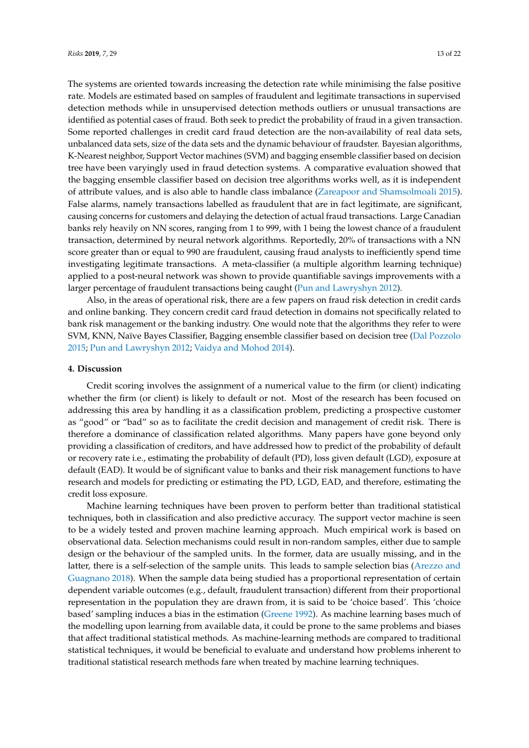The systems are oriented towards increasing the detection rate while minimising the false positive rate. Models are estimated based on samples of fraudulent and legitimate transactions in supervised detection methods while in unsupervised detection methods outliers or unusual transactions are identified as potential cases of fraud. Both seek to predict the probability of fraud in a given transaction. Some reported challenges in credit card fraud detection are the non-availability of real data sets, unbalanced data sets, size of the data sets and the dynamic behaviour of fraudster. Bayesian algorithms, K-Nearest neighbor, Support Vector machines (SVM) and bagging ensemble classifier based on decision tree have been varyingly used in fraud detection systems. A comparative evaluation showed that the bagging ensemble classifier based on decision tree algorithms works well, as it is independent of attribute values, and is also able to handle class imbalance (Zareapoor and Shamsolmoali 2015). False alarms, namely transactions labelled as fraudulent that are in fact legitimate, are significant, causing concerns for customers and delaying the detection of actual fraud transactions. Large Canadian banks rely heavily on NN scores, ranging from 1 to 999, with 1 being the lowest chance of a fraudulent transaction, determined by neural network algorithms. Reportedly, 20% of transactions with a NN score greater than or equal to 990 are fraudulent, causing fraud analysts to inefficiently spend time investigating legitimate transactions. A meta-classifier (a multiple algorithm learning technique) applied to a post-neural network was shown to provide quantifiable savings improvements with a larger percentage of fraudulent transactions being caught (Pun and Lawryshyn 2012).

Also, in the areas of operational risk, there are a few papers on fraud risk detection in credit cards and online banking. They concern credit card fraud detection in domains not specifically related to bank risk management or the banking industry. One would note that the algorithms they refer to were SVM, KNN, Naïve Bayes Classifier, Bagging ensemble classifier based on decision tree (Dal Pozzolo 2015; Pun and Lawryshyn 2012; Vaidya and Mohod 2014).

## 4. Discussion

Credit scoring involves the assignment of a numerical value to the firm (or client) indicating whether the firm (or client) is likely to default or not. Most of the research has been focused on addressing this area by handling it as a classification problem, predicting a prospective customer as "good" or "bad" so as to facilitate the credit decision and management of credit risk. There is therefore a dominance of classification related algorithms. Many papers have gone beyond only providing a classification of creditors, and have addressed how to predict of the probability of default or recovery rate i.e., estimating the probability of default (PD), loss given default (LGD), exposure at default (EAD). It would be of significant value to banks and their risk management functions to have research and models for predicting or estimating the PD, LGD, EAD, and therefore, estimating the credit loss exposure.

Machine learning techniques have been proven to perform better than traditional statistical techniques, both in classification and also predictive accuracy. The support vector machine is seen to be a widely tested and proven machine learning approach. Much empirical work is based on observational data. Selection mechanisms could result in non-random samples, either due to sample design or the behaviour of the sampled units. In the former, data are usually missing, and in the latter, there is a self-selection of the sample units. This leads to sample selection bias (Arezzo and Guagnano 2018). When the sample data being studied has a proportional representation of certain dependent variable outcomes (e.g., default, fraudulent transaction) different from their proportional representation in the population they are drawn from, it is said to be 'choice based'. This 'choice based' sampling induces a bias in the estimation (Greene 1992). As machine learning bases much of the modelling upon learning from available data, it could be prone to the same problems and biases that affect traditional statistical methods. As machine-learning methods are compared to traditional statistical techniques, it would be beneficial to evaluate and understand how problems inherent to traditional statistical research methods fare when treated by machine learning techniques.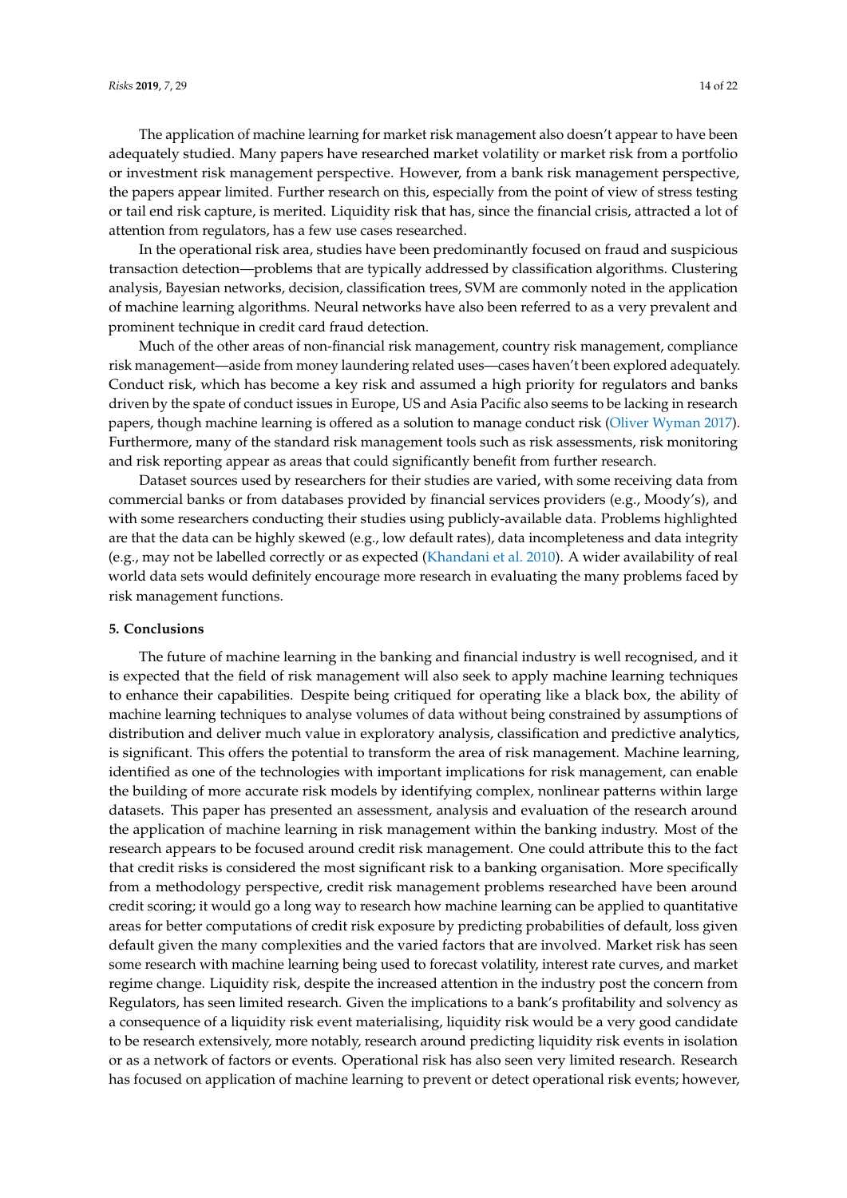The application of machine learning for market risk management also doesn't appear to have been adequately studied. Many papers have researched market volatility or market risk from a portfolio or investment risk management perspective. However, from a bank risk management perspective, the papers appear limited. Further research on this, especially from the point of view of stress testing or tail end risk capture, is merited. Liquidity risk that has, since the financial crisis, attracted a lot of attention from regulators, has a few use cases researched.

In the operational risk area, studies have been predominantly focused on fraud and suspicious transaction detection—problems that are typically addressed by classification algorithms. Clustering analysis, Bayesian networks, decision, classification trees, SVM are commonly noted in the application of machine learning algorithms. Neural networks have also been referred to as a very prevalent and prominent technique in credit card fraud detection.

Much of the other areas of non-financial risk management, country risk management, compliance risk management—aside from money laundering related uses—cases haven't been explored adequately. Conduct risk, which has become a key risk and assumed a high priority for regulators and banks driven by the spate of conduct issues in Europe, US and Asia Pacific also seems to be lacking in research papers, though machine learning is offered as a solution to manage conduct risk (Oliver Wyman 2017). Furthermore, many of the standard risk management tools such as risk assessments, risk monitoring and risk reporting appear as areas that could significantly benefit from further research.

Dataset sources used by researchers for their studies are varied, with some receiving data from commercial banks or from databases provided by financial services providers (e.g., Moody's), and with some researchers conducting their studies using publicly-available data. Problems highlighted are that the data can be highly skewed (e.g., low default rates), data incompleteness and data integrity (e.g., may not be labelled correctly or as expected (Khandani et al. 2010). A wider availability of real world data sets would definitely encourage more research in evaluating the many problems faced by risk management functions.

## 5. Conclusions

The future of machine learning in the banking and financial industry is well recognised, and it is expected that the field of risk management will also seek to apply machine learning techniques to enhance their capabilities. Despite being critiqued for operating like a black box, the ability of machine learning techniques to analyse volumes of data without being constrained by assumptions of distribution and deliver much value in exploratory analysis, classification and predictive analytics, is significant. This offers the potential to transform the area of risk management. Machine learning, identified as one of the technologies with important implications for risk management, can enable the building of more accurate risk models by identifying complex, nonlinear patterns within large datasets. This paper has presented an assessment, analysis and evaluation of the research around the application of machine learning in risk management within the banking industry. Most of the research appears to be focused around credit risk management. One could attribute this to the fact that credit risks is considered the most significant risk to a banking organisation. More specifically from a methodology perspective, credit risk management problems researched have been around credit scoring; it would go a long way to research how machine learning can be applied to quantitative areas for better computations of credit risk exposure by predicting probabilities of default, loss given default given the many complexities and the varied factors that are involved. Market risk has seen some research with machine learning being used to forecast volatility, interest rate curves, and market regime change. Liquidity risk, despite the increased attention in the industry post the concern from Regulators, has seen limited research. Given the implications to a bank's profitability and solvency as a consequence of a liquidity risk event materialising, liquidity risk would be a very good candidate to be research extensively, more notably, research around predicting liquidity risk events in isolation or as a network of factors or events. Operational risk has also seen very limited research. Research has focused on application of machine learning to prevent or detect operational risk events; however,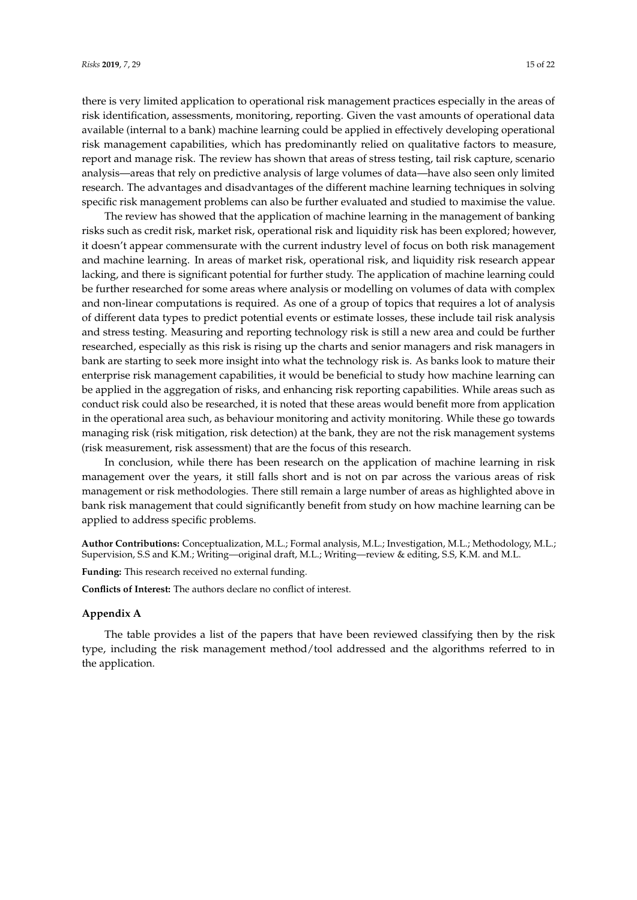there is very limited application to operational risk management practices especially in the areas of risk identification, assessments, monitoring, reporting. Given the vast amounts of operational data available (internal to a bank) machine learning could be applied in effectively developing operational risk management capabilities, which has predominantly relied on qualitative factors to measure, report and manage risk. The review has shown that areas of stress testing, tail risk capture, scenario analysis—areas that rely on predictive analysis of large volumes of data—have also seen only limited research. The advantages and disadvantages of the different machine learning techniques in solving specific risk management problems can also be further evaluated and studied to maximise the value.

The review has showed that the application of machine learning in the management of banking risks such as credit risk, market risk, operational risk and liquidity risk has been explored; however, it doesn't appear commensurate with the current industry level of focus on both risk management and machine learning. In areas of market risk, operational risk, and liquidity risk research appear lacking, and there is significant potential for further study. The application of machine learning could be further researched for some areas where analysis or modelling on volumes of data with complex and non-linear computations is required. As one of a group of topics that requires a lot of analysis of different data types to predict potential events or estimate losses, these include tail risk analysis and stress testing. Measuring and reporting technology risk is still a new area and could be further researched, especially as this risk is rising up the charts and senior managers and risk managers in bank are starting to seek more insight into what the technology risk is. As banks look to mature their enterprise risk management capabilities, it would be beneficial to study how machine learning can be applied in the aggregation of risks, and enhancing risk reporting capabilities. While areas such as conduct risk could also be researched, it is noted that these areas would benefit more from application in the operational area such, as behaviour monitoring and activity monitoring. While these go towards managing risk (risk mitigation, risk detection) at the bank, they are not the risk management systems (risk measurement, risk assessment) that are the focus of this research.

In conclusion, while there has been research on the application of machine learning in risk management over the years, it still falls short and is not on par across the various areas of risk management or risk methodologies. There still remain a large number of areas as highlighted above in bank risk management that could significantly benefit from study on how machine learning can be applied to address specific problems.

**Author Contributions:** Conceptualization, M.L.; Formal analysis, M.L.; Investigation, M.L.; Methodology, M.L.; Supervision, S.S and K.M.; Writing—original draft, M.L.; Writing—review & editing, S.S, K.M. and M.L.

**Funding:** This research received no external funding.

**Conflicts of Interest:** The authors declare no conflict of interest.

## Appendix A

The table provides a list of the papers that have been reviewed classifying then by the risk type, including the risk management method/tool addressed and the algorithms referred to in the application.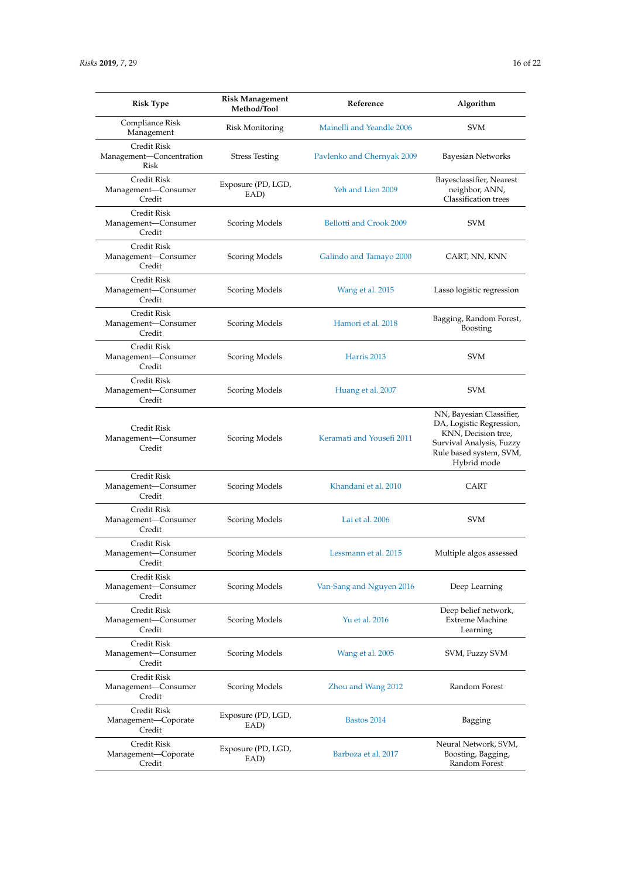| Risk Type | Risk Management Method/Tool | Reference | Algorithm |
|---|---|---|---|
| Compliance Risk Management | Risk Monitoring | Mainelli and Yeandle 2006 | SVM |
| Credit Risk Management—Concentration Risk | Stress Testing | Pavlenko and Chernyak 2009 | Bayesian Networks |
| Credit Risk Management—Consumer Credit | Exposure (PD, LGD, EAD) | Yeh and Lien 2009 | Bayesclassifier, Nearest neighbor, ANN, Classification trees |
| Credit Risk Management—Consumer Credit | Scoring Models | Bellotti and Crook 2009 | SVM |
| Credit Risk Management—Consumer Credit | Scoring Models | Galindo and Tamayo 2000 | CART, NN, KNN |
| Credit Risk Management—Consumer Credit | Scoring Models | Wang et al. 2015 | Lasso logistic regression |
| Credit Risk Management—Consumer Credit | Scoring Models | Hamori et al. 2018 | Bagging, Random Forest, Boosting |
| Credit Risk Management—Consumer Credit | Scoring Models | Harris 2013 | SVM |
| Credit Risk Management—Consumer Credit | Scoring Models | Huang et al. 2007 | SVM |
| Credit Risk Management—Consumer Credit | Scoring Models | Keramati and Yousefi 2011 | NN, Bayesian Classifier, DA, Logistic Regression, KNN, Decision tree, Survival Analysis, Fuzzy Rule based system, SVM, Hybrid mode |
| Credit Risk Management—Consumer Credit | Scoring Models | Khandani et al. 2010 | CART |
| Credit Risk Management—Consumer Credit | Scoring Models | Lai et al. 2006 | SVM |
| Credit Risk Management—Consumer Credit | Scoring Models | Lessmann et al. 2015 | Multiple algos assessed |
| Credit Risk Management—Consumer Credit | Scoring Models | Van-Sang and Nguyen 2016 | Deep Learning |
| Credit Risk Management—Consumer Credit | Scoring Models | Yu et al. 2016 | Deep belief network, Extreme Machine Learning |
| Credit Risk Management—Consumer Credit | Scoring Models | Wang et al. 2005 | SVM, Fuzzy SVM |
| Credit Risk Management—Consumer Credit | Scoring Models | Zhou and Wang 2012 | Random Forest |
| Credit Risk Management—Coporate Credit | Exposure (PD, LGD, EAD) | Bastos 2014 | Bagging |
| Credit Risk Management—Coporate Credit | Exposure (PD, LGD, EAD) | Barboza et al. 2017 | Neural Network, SVM, Boosting, Bagging, Random Forest |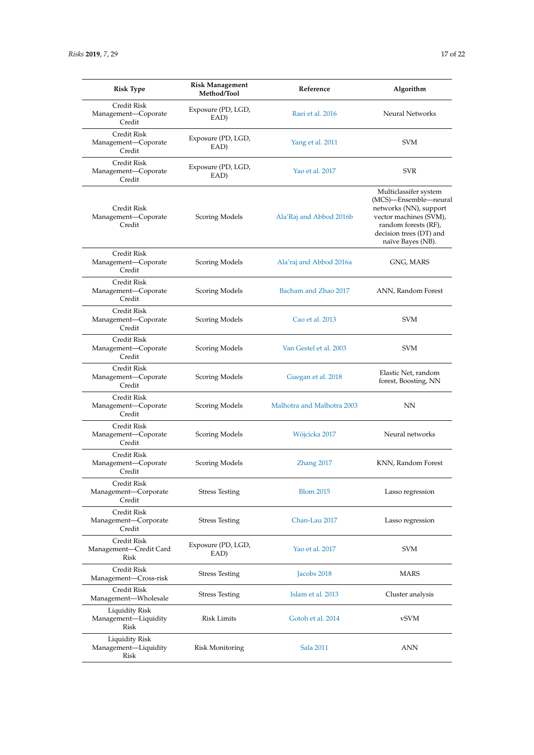| Risk Type | Risk Management Method/Tool | Reference | Algorithm |
|---|---|---|---|
| Credit Risk Management—Coporate Credit | Exposure (PD, LGD, EAD) | Raei et al. 2016 | Neural Networks |
| Credit Risk Management—Coporate Credit | Exposure (PD, LGD, EAD) | Yang et al. 2011 | SVM |
| Credit Risk Management—Coporate Credit | Exposure (PD, LGD, EAD) | Yao et al. 2017 | SVR |
| Credit Risk Management—Coporate Credit | Scoring Models | Ala'Raj and Abbod 2016b | Multiclassifer system (MCS)—Ensemble—neural networks (NN), support vector machines (SVM), random forests (RF), decision trees (DT) and naïve Bayes (NB). |
| Credit Risk Management—Coporate Credit | Scoring Models | Ala'raj and Abbod 2016a | GNG, MARS |
| Credit Risk Management—Coporate Credit | Scoring Models | Bacham and Zhao 2017 | ANN, Random Forest |
| Credit Risk Management—Coporate Credit | Scoring Models | Cao et al. 2013 | SVM |
| Credit Risk Management—Coporate Credit | Scoring Models | Van Gestel et al. 2003 | SVM |
| Credit Risk Management—Coporate Credit | Scoring Models | Guegan et al. 2018 | Elastic Net, random forest, Boosting, NN |
| Credit Risk Management—Coporate Credit | Scoring Models | Malhotra and Malhotra 2003 | NN |
| Credit Risk Management—Coporate Credit | Scoring Models | Wójcicka 2017 | Neural networks |
| Credit Risk Management—Coporate Credit | Scoring Models | Zhang 2017 | KNN, Random Forest |
| Credit Risk Management—Corporate Credit | Stress Testing | Blom 2015 | Lasso regression |
| Credit Risk Management—Corporate Credit | Stress Testing | Chan-Lau 2017 | Lasso regression |
| Credit Risk Management—Credit Card Risk | Exposure (PD, LGD, EAD) | Yao et al. 2017 | SVM |
| Credit Risk Management—Cross-risk | Stress Testing | Jacobs 2018 | MARS |
| Credit Risk Management—Wholesale | Stress Testing | Islam et al. 2013 | Cluster analysis |
| Liquidity Risk Management—Liquidity Risk | Risk Limits | Gotoh et al. 2014 | vSVM |
| Liquidity Risk Management—Liquidity Risk | Risk Monitoring | Sala 2011 | ANN |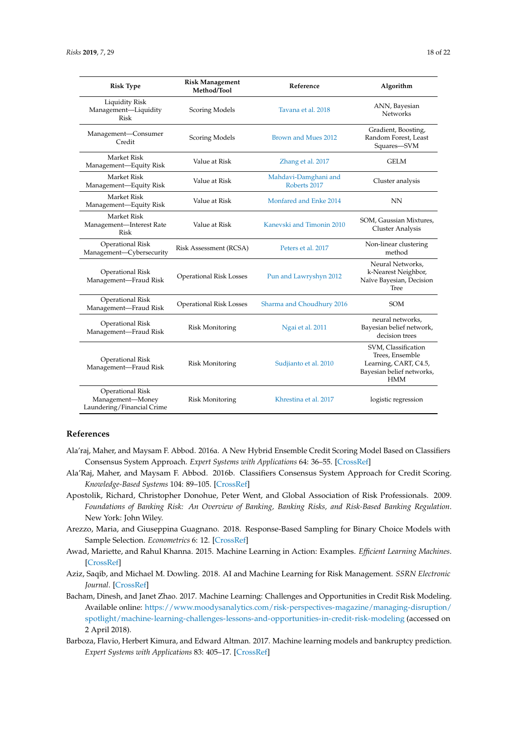| Risk Type | Risk Management Method/Tool | Reference | Algorithm |
| --- | --- | --- | --- |
| Liquidity Risk Management—Liquidity Risk | Scoring Models | Tavana et al. 2018 | ANN, Bayesian Networks |
| Management—Consumer Credit | Scoring Models | Brown and Mues 2012 | Gradient, Boosting, Random Forest, Least Squares—SVM |
| Market Risk Management—Equity Risk | Value at Risk | Zhang et al. 2017 | GELM |
| Market Risk Management—Equity Risk | Value at Risk | Mahdavi-Damghani and Roberts 2017 | Cluster analysis |
| Market Risk Management—Equity Risk | Value at Risk | Monfared and Enke 2014 | NN |
| Market Risk Management—Interest Rate Risk | Value at Risk | Kanevski and Timonin 2010 | SOM, Gaussian Mixtures, Cluster Analysis |
| Operational Risk Management—Cybersecurity | Risk Assessment (RCSA) | Peters et al. 2017 | Non-linear clustering method |
| Operational Risk Management—Fraud Risk | Operational Risk Losses | Pun and Lawryshyn 2012 | Neural Networks, k-Nearest Neighbor, Naïve Bayesian, Decision Tree |
| Operational Risk Management—Fraud Risk | Operational Risk Losses | Sharma and Choudhury 2016 | SOM |
| Operational Risk Management—Fraud Risk | Risk Monitoring | Ngai et al. 2011 | neural networks, Bayesian belief network, decision trees |
| Operational Risk Management—Fraud Risk | Risk Monitoring | Sudjianto et al. 2010 | SVM, Classification Trees, Ensemble Learning, CART, C4.5, Bayesian belief networks, HMM |
| Operational Risk Management—Money Laundering/Financial Crime | Risk Monitoring | Khrestina et al. 2017 | logistic regression |

## References

Ala'raj, Maher, and Maysam F. Abbod. 2016a. A New Hybrid Ensemble Credit Scoring Model Based on Classifiers Consensus System Approach. *Expert Systems with Applications* 64: 36–55. [CrossRef]

Ala'Raj, Maher, and Maysam F. Abbod. 2016b. Classifiers Consensus System Approach for Credit Scoring. *Knowledge-Based Systems* 104: 89–105. [CrossRef]

Apostolik, Richard, Christopher Donohue, Peter Went, and Global Association of Risk Professionals. 2009. *Foundations of Banking Risk: An Overview of Banking, Banking Risks, and Risk-Based Banking Regulation*. New York: John Wiley.

Arezzo, Maria, and Giuseppina Guagnano. 2018. Response-Based Sampling for Binary Choice Models with Sample Selection. *Econometrics* 6: 12. [CrossRef]

Awad, Mariette, and Rahul Khanna. 2015. Machine Learning in Action: Examples. *Efficient Learning Machines*. [CrossRef]

Aziz, Saqib, and Michael M. Dowling. 2018. AI and Machine Learning for Risk Management. *SSRN Electronic Journal*. [CrossRef]

Bacham, Dinesh, and Janet Zhao. 2017. Machine Learning: Challenges and Opportunities in Credit Risk Modeling. Available online: https://www.moodysanalytics.com/risk-perspectives-magazine/managing-disruption/spotlight/machine-learning-challenges-lessons-and-opportunities-in-credit-risk-modeling (accessed on 2 April 2018).

Barboza, Flavio, Herbert Kimura, and Edward Altman. 2017. Machine learning models and bankruptcy prediction. *Expert Systems with Applications* 83: 405–17. [CrossRef]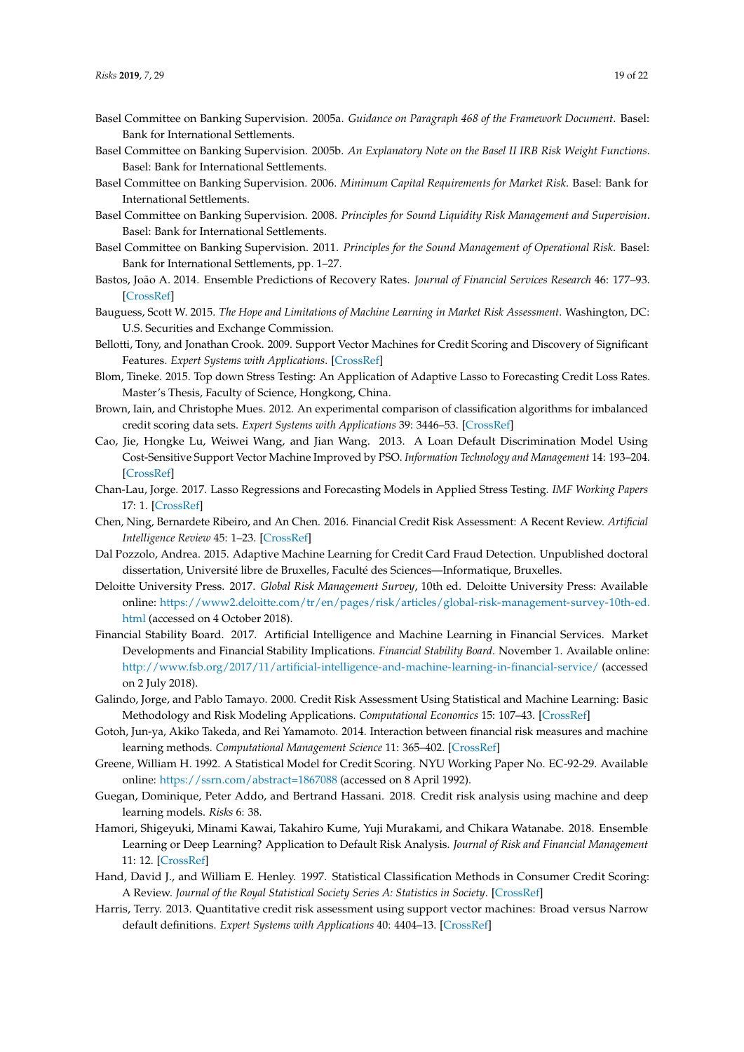Basel Committee on Banking Supervision. 2005a. *Guidance on Paragraph 468 of the Framework Document*. Basel: Bank for International Settlements.

Basel Committee on Banking Supervision. 2005b. *An Explanatory Note on the Basel II IRB Risk Weight Functions*. Basel: Bank for International Settlements.

Basel Committee on Banking Supervision. 2006. *Minimum Capital Requirements for Market Risk*. Basel: Bank for International Settlements.

Basel Committee on Banking Supervision. 2008. *Principles for Sound Liquidity Risk Management and Supervision*. Basel: Bank for International Settlements.

Basel Committee on Banking Supervision. 2011. *Principles for the Sound Management of Operational Risk*. Basel: Bank for International Settlements, pp. 1–27.

Bastos, João A. 2014. Ensemble Predictions of Recovery Rates. *Journal of Financial Services Research* 46: 177–93. [CrossRef]

Bauguess, Scott W. 2015. *The Hope and Limitations of Machine Learning in Market Risk Assessment*. Washington, DC: U.S. Securities and Exchange Commission.

Bellotti, Tony, and Jonathan Crook. 2009. Support Vector Machines for Credit Scoring and Discovery of Significant Features. *Expert Systems with Applications*. [CrossRef]

Blom, Tineke. 2015. Top down Stress Testing: An Application of Adaptive Lasso to Forecasting Credit Loss Rates. Master's Thesis, Faculty of Science, Hongkong, China.

Brown, Iain, and Christophe Mues. 2012. An experimental comparison of classification algorithms for imbalanced credit scoring data sets. *Expert Systems with Applications* 39: 3446–53. [CrossRef]

Cao, Jie, Hongke Lu, Weiwei Wang, and Jian Wang. 2013. A Loan Default Discrimination Model Using Cost-Sensitive Support Vector Machine Improved by PSO. *Information Technology and Management* 14: 193–204. [CrossRef]

Chan-Lau, Jorge. 2017. Lasso Regressions and Forecasting Models in Applied Stress Testing. *IMF Working Papers* 17: 1. [CrossRef]

Chen, Ning, Bernardete Ribeiro, and An Chen. 2016. Financial Credit Risk Assessment: A Recent Review. *Artificial Intelligence Review* 45: 1–23. [CrossRef]

Dal Pozzolo, Andrea. 2015. Adaptive Machine Learning for Credit Card Fraud Detection. Unpublished doctoral dissertation, Université libre de Bruxelles, Faculté des Sciences—Informatique, Bruxelles.

Deloitte University Press. 2017. *Global Risk Management Survey*, 10th ed. Deloitte University Press: Available online: https://www2.deloitte.com/tr/en/pages/risk/articles/global-risk-management-survey-10th-ed.html (accessed on 4 October 2018).

Financial Stability Board. 2017. Artificial Intelligence and Machine Learning in Financial Services. Market Developments and Financial Stability Implications. *Financial Stability Board*. November 1. Available online: http://www.fsb.org/2017/11/artificial-intelligence-and-machine-learning-in-financial-service/ (accessed on 2 July 2018).

Galindo, Jorge, and Pablo Tamayo. 2000. Credit Risk Assessment Using Statistical and Machine Learning: Basic Methodology and Risk Modeling Applications. *Computational Economics* 15: 107–43. [CrossRef]

Gotoh, Jun-ya, Akiko Takeda, and Rei Yamamoto. 2014. Interaction between financial risk measures and machine learning methods. *Computational Management Science* 11: 365–402. [CrossRef]

Greene, William H. 1992. A Statistical Model for Credit Scoring. NYU Working Paper No. EC-92-29. Available online: https://ssrn.com/abstract=1867088 (accessed on 8 April 1992).

Guegan, Dominique, Peter Addo, and Bertrand Hassani. 2018. Credit risk analysis using machine and deep learning models. *Risks* 6: 38.

Hamori, Shigeyuki, Minami Kawai, Takahiro Kume, Yuji Murakami, and Chikara Watanabe. 2018. Ensemble Learning or Deep Learning? Application to Default Risk Analysis. *Journal of Risk and Financial Management* 11: 12. [CrossRef]

Hand, David J., and William E. Henley. 1997. Statistical Classification Methods in Consumer Credit Scoring: A Review. *Journal of the Royal Statistical Society Series A: Statistics in Society*. [CrossRef]

Harris, Terry. 2013. Quantitative credit risk assessment using support vector machines: Broad versus Narrow default definitions. *Expert Systems with Applications* 40: 4404–13. [CrossRef]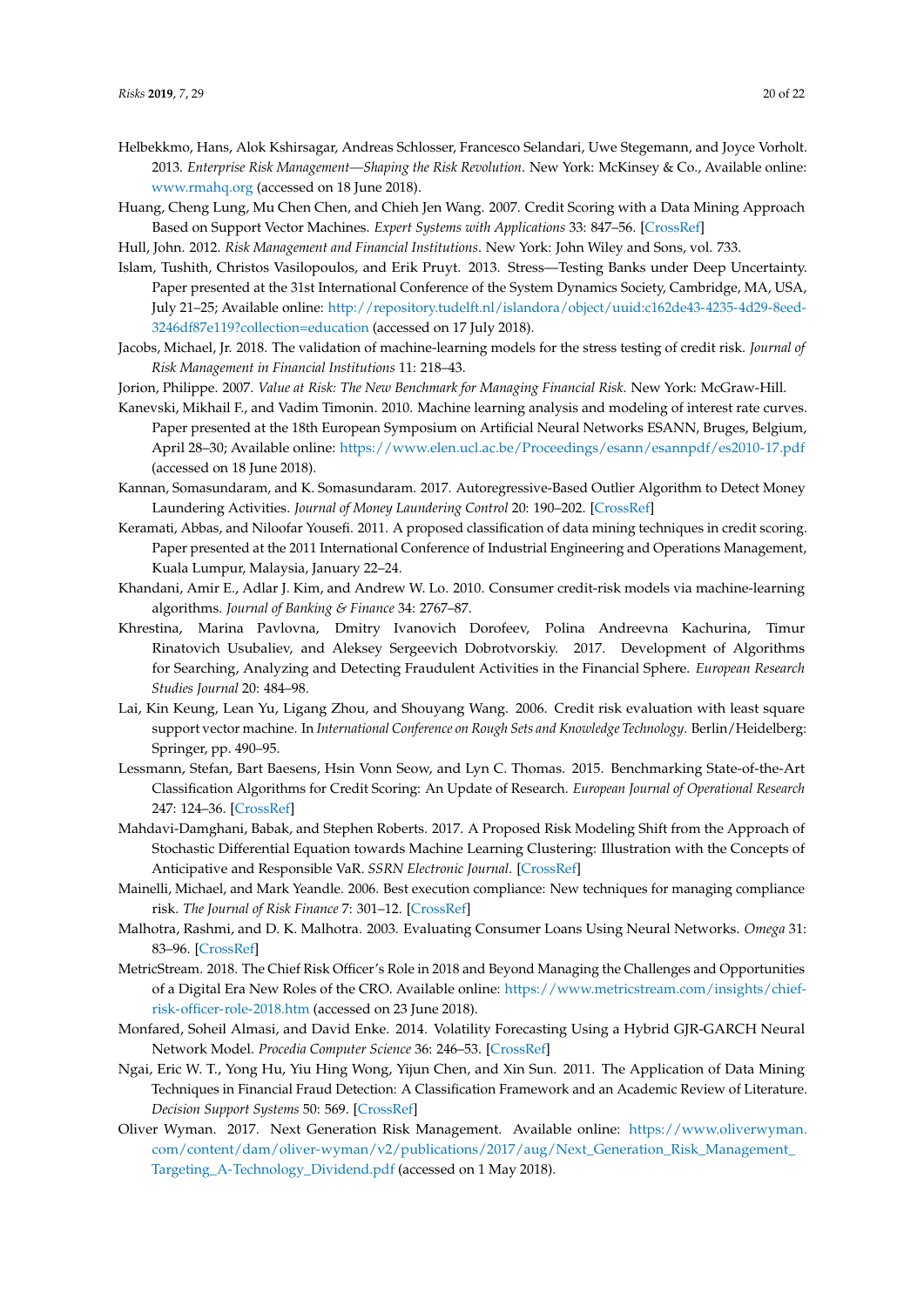Helbekkmo, Hans, Alok Kshirsagar, Andreas Schlosser, Francesco Selandari, Uwe Stegemann, and Joyce Vorholt. 2013. *Enterprise Risk Management—Shaping the Risk Revolution*. New York: McKinsey & Co., Available online: www.rmahq.org (accessed on 18 June 2018).

Huang, Cheng Lung, Mu Chen Chen, and Chieh Jen Wang. 2007. Credit Scoring with a Data Mining Approach Based on Support Vector Machines. *Expert Systems with Applications* 33: 847–56. [CrossRef]

Hull, John. 2012. *Risk Management and Financial Institutions*. New York: John Wiley and Sons, vol. 733.

Islam, Tushith, Christos Vasilopoulos, and Erik Pruyt. 2013. Stress—Testing Banks under Deep Uncertainty. Paper presented at the 31st International Conference of the System Dynamics Society, Cambridge, MA, USA, July 21–25; Available online: http://repository.tudelft.nl/islandora/object/uuid:c162de43-4235-4d29-8eed-3246df87e119?collection=education (accessed on 17 July 2018).

Jacobs, Michael, Jr. 2018. The validation of machine-learning models for the stress testing of credit risk. *Journal of Risk Management in Financial Institutions* 11: 218–43.

Jorion, Philippe. 2007. *Value at Risk: The New Benchmark for Managing Financial Risk*. New York: McGraw-Hill.

Kanevski, Mikhail F., and Vadim Timonin. 2010. Machine learning analysis and modeling of interest rate curves. Paper presented at the 18th European Symposium on Artificial Neural Networks ESANN, Bruges, Belgium, April 28–30; Available online: https://www.elen.ucl.ac.be/Proceedings/esann/esannpdf/es2010-17.pdf (accessed on 18 June 2018).

Kannan, Somasundaram, and K. Somasundaram. 2017. Autoregressive-Based Outlier Algorithm to Detect Money Laundering Activities. *Journal of Money Laundering Control* 20: 190–202. [CrossRef]

Keramati, Abbas, and Niloofar Yousefi. 2011. A proposed classification of data mining techniques in credit scoring. Paper presented at the 2011 International Conference of Industrial Engineering and Operations Management, Kuala Lumpur, Malaysia, January 22–24.

Khandani, Amir E., Adlar J. Kim, and Andrew W. Lo. 2010. Consumer credit-risk models via machine-learning algorithms. *Journal of Banking & Finance* 34: 2767–87.

Khrestina, Marina Pavlovna, Dmitry Ivanovich Dorofeev, Polina Andreevna Kachurina, Timur Rinatovich Usubaliev, and Aleksey Sergeevich Dobrotvorskiy. 2017. Development of Algorithms for Searching, Analyzing and Detecting Fraudulent Activities in the Financial Sphere. *European Research Studies Journal* 20: 484–98.

Lai, Kin Keung, Lean Yu, Ligang Zhou, and Shouyang Wang. 2006. Credit risk evaluation with least square support vector machine. In *International Conference on Rough Sets and Knowledge Technology*. Berlin/Heidelberg: Springer, pp. 490–95.

Lessmann, Stefan, Bart Baesens, Hsin Vonn Seow, and Lyn C. Thomas. 2015. Benchmarking State-of-the-Art Classification Algorithms for Credit Scoring: An Update of Research. *European Journal of Operational Research* 247: 124–36. [CrossRef]

Mahdavi-Damghani, Babak, and Stephen Roberts. 2017. A Proposed Risk Modeling Shift from the Approach of Stochastic Differential Equation towards Machine Learning Clustering: Illustration with the Concepts of Anticipative and Responsible VaR. *SSRN Electronic Journal*. [CrossRef]

Mainelli, Michael, and Mark Yeandle. 2006. Best execution compliance: New techniques for managing compliance risk. *The Journal of Risk Finance* 7: 301–12. [CrossRef]

Malhotra, Rashmi, and D. K. Malhotra. 2003. Evaluating Consumer Loans Using Neural Networks. *Omega* 31: 83–96. [CrossRef]

MetricStream. 2018. The Chief Risk Officer's Role in 2018 and Beyond Managing the Challenges and Opportunities of a Digital Era New Roles of the CRO. Available online: https://www.metricstream.com/insights/chief-risk-officer-role-2018.htm (accessed on 23 June 2018).

Monfared, Soheil Almasi, and David Enke. 2014. Volatility Forecasting Using a Hybrid GJR-GARCH Neural Network Model. *Procedia Computer Science* 36: 246–53. [CrossRef]

Ngai, Eric W. T., Yong Hu, Yiu Hing Wong, Yijun Chen, and Xin Sun. 2011. The Application of Data Mining Techniques in Financial Fraud Detection: A Classification Framework and an Academic Review of Literature. *Decision Support Systems* 50: 569. [CrossRef]

Oliver Wyman. 2017. Next Generation Risk Management. Available online: https://www.oliverwyman.com/content/dam/oliver-wyman/v2/publications/2017/aug/Next_Generation_Risk_Management_Targeting_A-Technology_Dividend.pdf (accessed on 1 May 2018).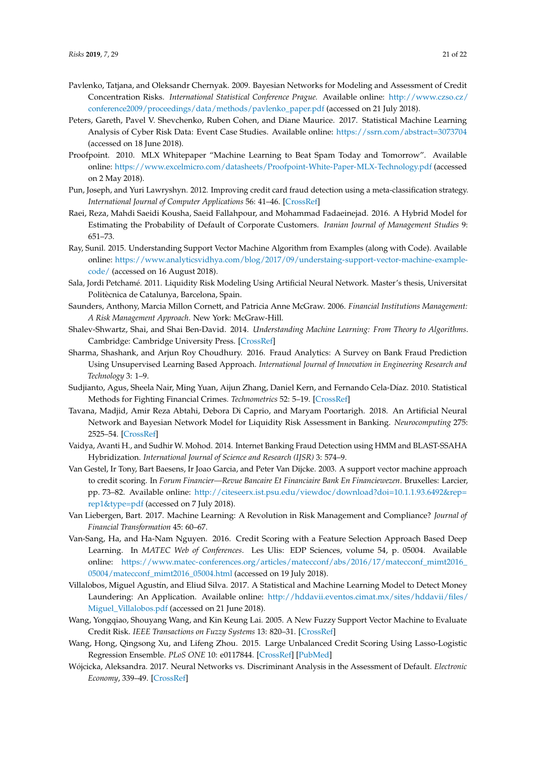Pavlenko, Tatjana, and Oleksandr Chernyak. 2009. Bayesian Networks for Modeling and Assessment of Credit Concentration Risks. *International Statistical Conference Prague*. Available online: http://www.czso.cz/conference2009/proceedings/data/methods/pavlenko_paper.pdf (accessed on 21 July 2018).

Peters, Gareth, Pavel V. Shevchenko, Ruben Cohen, and Diane Maurice. 2017. Statistical Machine Learning Analysis of Cyber Risk Data: Event Case Studies. Available online: https://ssrn.com/abstract=3073704 (accessed on 18 June 2018).

Proofpoint. 2010. MLX Whitepaper "Machine Learning to Beat Spam Today and Tomorrow". Available online: https://www.excelmicro.com/datasheets/Proofpoint-White-Paper-MLX-Technology.pdf (accessed on 2 May 2018).

Pun, Joseph, and Yuri Lawryshyn. 2012. Improving credit card fraud detection using a meta-classification strategy. *International Journal of Computer Applications* 56: 41–46. [CrossRef]

Raei, Reza, Mahdi Saeidi Kousha, Saeid Fallahpour, and Mohammad Fadaeinejad. 2016. A Hybrid Model for Estimating the Probability of Default of Corporate Customers. *Iranian Journal of Management Studies* 9: 651–73.

Ray, Sunil. 2015. Understanding Support Vector Machine Algorithm from Examples (along with Code). Available online: https://www.analyticsvidhya.com/blog/2017/09/understaing-support-vector-machine-example-code/ (accessed on 16 August 2018).

Sala, Jordi Petchamé. 2011. Liquidity Risk Modeling Using Artificial Neural Network. Master's thesis, Universitat Politècnica de Catalunya, Barcelona, Spain.

Saunders, Anthony, Marcia Millon Cornett, and Patricia Anne McGraw. 2006. *Financial Institutions Management: A Risk Management Approach*. New York: McGraw-Hill.

Shalev-Shwartz, Shai, and Shai Ben-David. 2014. *Understanding Machine Learning: From Theory to Algorithms*. Cambridge: Cambridge University Press. [CrossRef]

Sharma, Shashank, and Arjun Roy Choudhury. 2016. Fraud Analytics: A Survey on Bank Fraud Prediction Using Unsupervised Learning Based Approach. *International Journal of Innovation in Engineering Research and Technology* 3: 1–9.

Sudjianto, Agus, Sheela Nair, Ming Yuan, Aijun Zhang, Daniel Kern, and Fernando Cela-Díaz. 2010. Statistical Methods for Fighting Financial Crimes. *Technometrics* 52: 5–19. [CrossRef]

Tavana, Madjid, Amir Reza Abtahi, Debora Di Caprio, and Maryam Poortarigh. 2018. An Artificial Neural Network and Bayesian Network Model for Liquidity Risk Assessment in Banking. *Neurocomputing* 275: 2525–54. [CrossRef]

Vaidya, Avanti H., and Sudhir W. Mohod. 2014. Internet Banking Fraud Detection using HMM and BLAST-SSAHA Hybridization. *International Journal of Science and Research (IJSR)* 3: 574–9.

Van Gestel, Ir Tony, Bart Baesens, Ir Joao Garcia, and Peter Van Dijcke. 2003. A support vector machine approach to credit scoring. In *Forum Financier—Revue Bancaire Et Financiaire Bank En Financiewezen*. Bruxelles: Larcier, pp. 73–82. Available online: http://citeseerx.ist.psu.edu/viewdoc/download?doi=10.1.1.93.6492&rep=rep1&type=pdf (accessed on 7 July 2018).

Van Liebergen, Bart. 2017. Machine Learning: A Revolution in Risk Management and Compliance? *Journal of Financial Transformation* 45: 60–67.

Van-Sang, Ha, and Ha-Nam Nguyen. 2016. Credit Scoring with a Feature Selection Approach Based Deep Learning. In *MATEC Web of Conferences*. Les Ulis: EDP Sciences, volume 54, p. 05004. Available online: https://www.matec-conferences.org/articles/matecconf/abs/2016/17/matecconf_mimt2016_05004/matecconf_mimt2016_05004.html (accessed on 19 July 2018).

Villalobos, Miguel Agustín, and Eliud Silva. 2017. A Statistical and Machine Learning Model to Detect Money Laundering: An Application. Available online: http://hddavii.eventos.cimat.mx/sites/hddavii/files/Miguel_Villalobos.pdf (accessed on 21 June 2018).

Wang, Yongqiao, Shouyang Wang, and Kin Keung Lai. 2005. A New Fuzzy Support Vector Machine to Evaluate Credit Risk. *IEEE Transactions on Fuzzy Systems* 13: 820–31. [CrossRef]

Wang, Hong, Qingsong Xu, and Lifeng Zhou. 2015. Large Unbalanced Credit Scoring Using Lasso-Logistic Regression Ensemble. *PLoS ONE* 10: e0117844. [CrossRef] [PubMed]

Wójcicka, Aleksandra. 2017. Neural Networks vs. Discriminant Analysis in the Assessment of Default. *Electronic Economy*, 339–49. [CrossRef]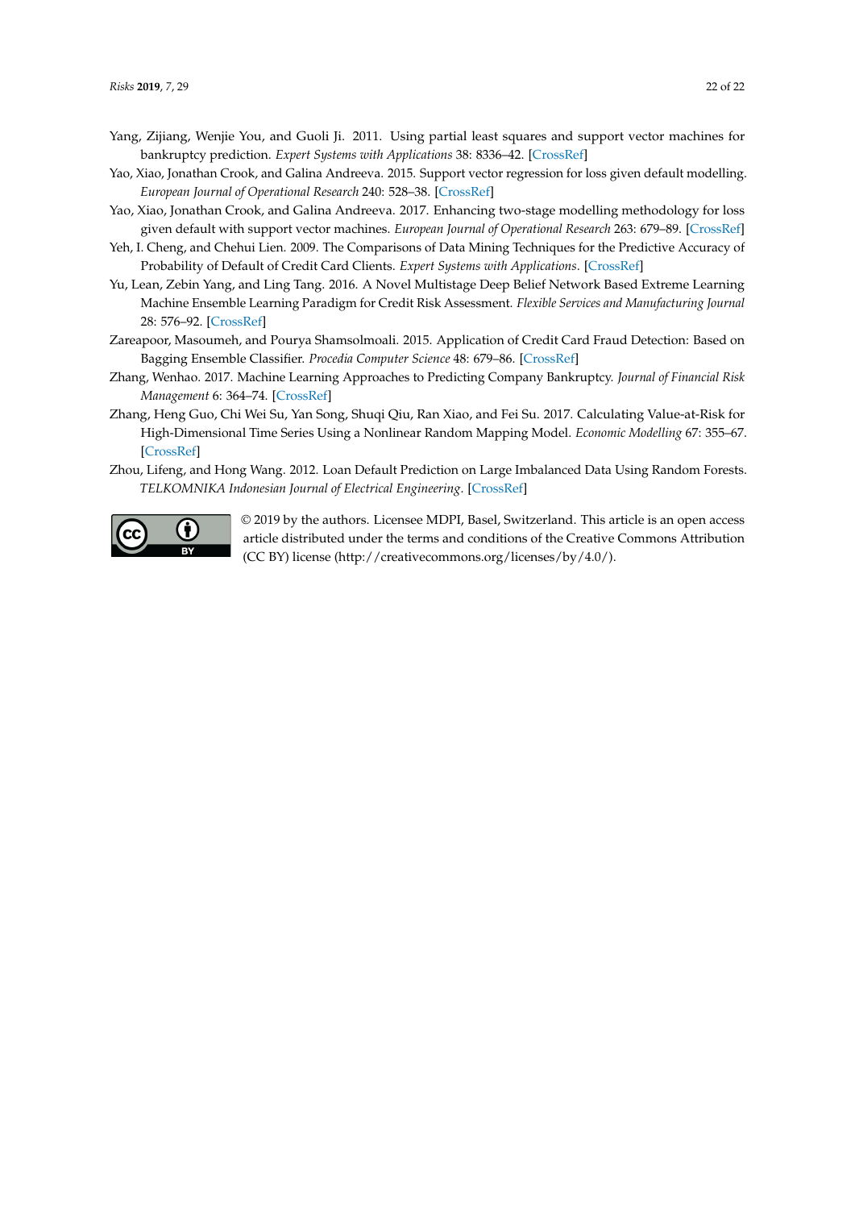Yang, Zijiang, Wenjie You, and Guoli Ji. 2011. Using partial least squares and support vector machines for bankruptcy prediction. *Expert Systems with Applications* 38: 8336–42. [CrossRef]

Yao, Xiao, Jonathan Crook, and Galina Andreeva. 2015. Support vector regression for loss given default modelling. *European Journal of Operational Research* 240: 528–38. [CrossRef]

Yao, Xiao, Jonathan Crook, and Galina Andreeva. 2017. Enhancing two-stage modelling methodology for loss given default with support vector machines. *European Journal of Operational Research* 263: 679–89. [CrossRef]

Yeh, I. Cheng, and Chehui Lien. 2009. The Comparisons of Data Mining Techniques for the Predictive Accuracy of Probability of Default of Credit Card Clients. *Expert Systems with Applications*. [CrossRef]

Yu, Lean, Zebin Yang, and Ling Tang. 2016. A Novel Multistage Deep Belief Network Based Extreme Learning Machine Ensemble Learning Paradigm for Credit Risk Assessment. *Flexible Services and Manufacturing Journal* 28: 576–92. [CrossRef]

Zareapoor, Masoumeh, and Pourya Shamsolmoali. 2015. Application of Credit Card Fraud Detection: Based on Bagging Ensemble Classifier. *Procedia Computer Science* 48: 679–86. [CrossRef]

Zhang, Wenhao. 2017. Machine Learning Approaches to Predicting Company Bankruptcy. *Journal of Financial Risk Management* 6: 364–74. [CrossRef]

Zhang, Heng Guo, Chi Wei Su, Yan Song, Shuqi Qiu, Ran Xiao, and Fei Su. 2017. Calculating Value-at-Risk for High-Dimensional Time Series Using a Nonlinear Random Mapping Model. *Economic Modelling* 67: 355–67. [CrossRef]

Zhou, Lifeng, and Hong Wang. 2012. Loan Default Prediction on Large Imbalanced Data Using Random Forests. *TELKOMNIKA Indonesian Journal of Electrical Engineering*. [CrossRef]

© 2019 by the authors. Licensee MDPI, Basel, Switzerland. This article is an open access article distributed under the terms and conditions of the Creative Commons Attribution (CC BY) license (http://creativecommons.org/licenses/by/4.0/).